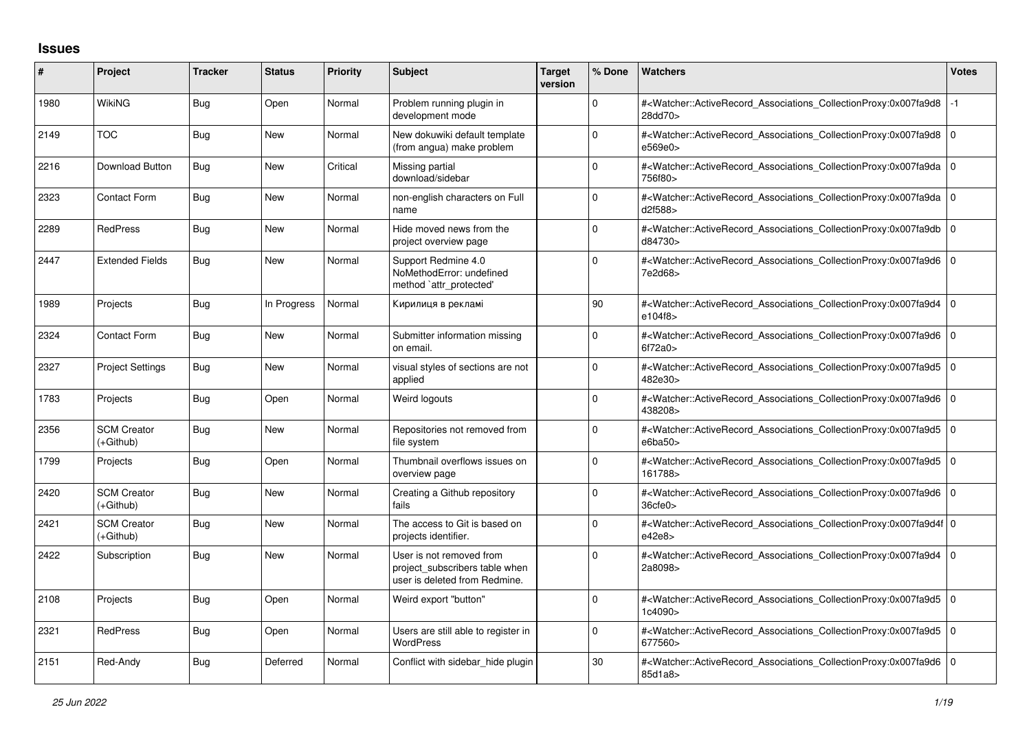## Issues

| # | Project | Tracker | Status | Priority | Subject | Target version | % Done | Watchers | Votes |
|---|---|---|---|---|---|---|---|---|---|
| 1980 | WikiNG | Bug | Open | Normal | Problem running plugin in development mode | | 0 | #<Watcher::ActiveRecord_Associations_CollectionProxy:0x007fa9d828dd70> | -1 |
| 2149 | TOC | Bug | New | Normal | New dokuwiki default template (from angua) make problem | | 0 | #<Watcher::ActiveRecord_Associations_CollectionProxy:0x007fa9d8e569e0> | 0 |
| 2216 | Download Button | Bug | New | Critical | Missing partial download/sidebar | | 0 | #<Watcher::ActiveRecord_Associations_CollectionProxy:0x007fa9da756f80> | 0 |
| 2323 | Contact Form | Bug | New | Normal | non-english characters on Full name | | 0 | #<Watcher::ActiveRecord_Associations_CollectionProxy:0x007fa9dad2f588> | 0 |
| 2289 | RedPress | Bug | New | Normal | Hide moved news from the project overview page | | 0 | #<Watcher::ActiveRecord_Associations_CollectionProxy:0x007fa9dbd84730> | 0 |
| 2447 | Extended Fields | Bug | New | Normal | Support Redmine 4.0 NoMethodError: undefined method `attr_protected' | | 0 | #<Watcher::ActiveRecord_Associations_CollectionProxy:0x007fa9d67e2d68> | 0 |
| 1989 | Projects | Bug | In Progress | Normal | Кирилиця в рекламі | | 90 | #<Watcher::ActiveRecord_Associations_CollectionProxy:0x007fa9d4e104f8> | 0 |
| 2324 | Contact Form | Bug | New | Normal | Submitter information missing on email. | | 0 | #<Watcher::ActiveRecord_Associations_CollectionProxy:0x007fa9d66f72a0> | 0 |
| 2327 | Project Settings | Bug | New | Normal | visual styles of sections are not applied | | 0 | #<Watcher::ActiveRecord_Associations_CollectionProxy:0x007fa9d5482e30> | 0 |
| 1783 | Projects | Bug | Open | Normal | Weird logouts | | 0 | #<Watcher::ActiveRecord_Associations_CollectionProxy:0x007fa9d6438208> | 0 |
| 2356 | SCM Creator (+Github) | Bug | New | Normal | Repositories not removed from file system | | 0 | #<Watcher::ActiveRecord_Associations_CollectionProxy:0x007fa9d5e6ba50> | 0 |
| 1799 | Projects | Bug | Open | Normal | Thumbnail overflows issues on overview page | | 0 | #<Watcher::ActiveRecord_Associations_CollectionProxy:0x007fa9d5161788> | 0 |
| 2420 | SCM Creator (+Github) | Bug | New | Normal | Creating a Github repository fails | | 0 | #<Watcher::ActiveRecord_Associations_CollectionProxy:0x007fa9d636cfe0> | 0 |
| 2421 | SCM Creator (+Github) | Bug | New | Normal | The access to Git is based on projects identifier. | | 0 | #<Watcher::ActiveRecord_Associations_CollectionProxy:0x007fa9d4fe42e8> | 0 |
| 2422 | Subscription | Bug | New | Normal | User is not removed from project_subscribers table when user is deleted from Redmine. | | 0 | #<Watcher::ActiveRecord_Associations_CollectionProxy:0x007fa9d42a8098> | 0 |
| 2108 | Projects | Bug | Open | Normal | Weird export "button" | | 0 | #<Watcher::ActiveRecord_Associations_CollectionProxy:0x007fa9d51c4090> | 0 |
| 2321 | RedPress | Bug | Open | Normal | Users are still able to register in WordPress | | 0 | #<Watcher::ActiveRecord_Associations_CollectionProxy:0x007fa9d5677560> | 0 |
| 2151 | Red-Andy | Bug | Deferred | Normal | Conflict with sidebar_hide plugin | | 30 | #<Watcher::ActiveRecord_Associations_CollectionProxy:0x007fa9d685d1a8> | 0 |

*25 Jun 2022*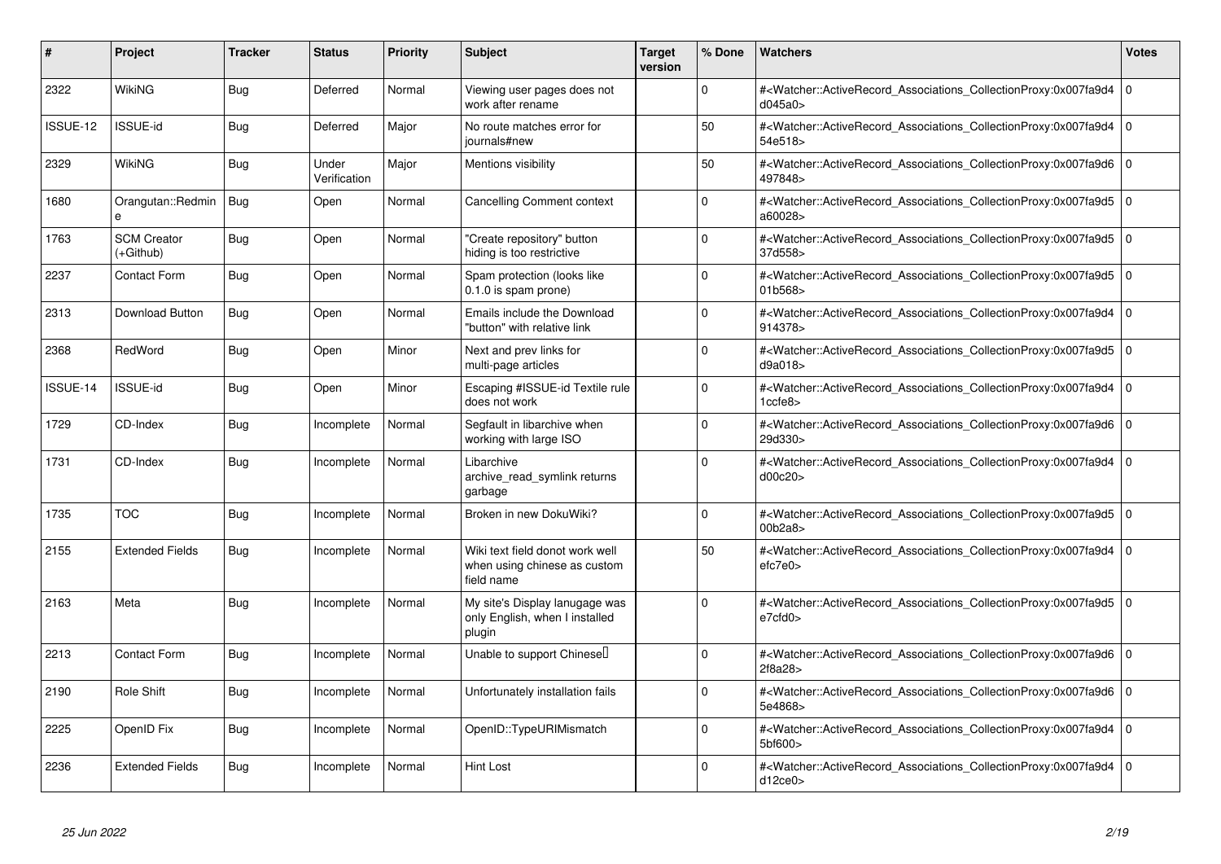| # | Project | Tracker | Status | Priority | Subject | Target version | % Done | Watchers | Votes |
|---|---|---|---|---|---|---|---|---|---|
| 2322 | WikiNG | Bug | Deferred | Normal | Viewing user pages does not work after rename | | 0 | #<Watcher::ActiveRecord_Associations_CollectionProxy:0x007fa9d4d045a0> | 0 |
| ISSUE-12 | ISSUE-id | Bug | Deferred | Major | No route matches error for journals#new | | 50 | #<Watcher::ActiveRecord_Associations_CollectionProxy:0x007fa9d454e518> | 0 |
| 2329 | WikiNG | Bug | Under Verification | Major | Mentions visibility | | 50 | #<Watcher::ActiveRecord_Associations_CollectionProxy:0x007fa9d6497848> | 0 |
| 1680 | Orangutan::Redmine | Bug | Open | Normal | Cancelling Comment context | | 0 | #<Watcher::ActiveRecord_Associations_CollectionProxy:0x007fa9d5a60028> | 0 |
| 1763 | SCM Creator (+Github) | Bug | Open | Normal | "Create repository" button hiding is too restrictive | | 0 | #<Watcher::ActiveRecord_Associations_CollectionProxy:0x007fa9d537d558> | 0 |
| 2237 | Contact Form | Bug | Open | Normal | Spam protection (looks like 0.1.0 is spam prone) | | 0 | #<Watcher::ActiveRecord_Associations_CollectionProxy:0x007fa9d501b568> | 0 |
| 2313 | Download Button | Bug | Open | Normal | Emails include the Download "button" with relative link | | 0 | #<Watcher::ActiveRecord_Associations_CollectionProxy:0x007fa9d4914378> | 0 |
| 2368 | RedWord | Bug | Open | Minor | Next and prev links for multi-page articles | | 0 | #<Watcher::ActiveRecord_Associations_CollectionProxy:0x007fa9d5d9a018> | 0 |
| ISSUE-14 | ISSUE-id | Bug | Open | Minor | Escaping #ISSUE-id Textile rule does not work | | 0 | #<Watcher::ActiveRecord_Associations_CollectionProxy:0x007fa9d41ccfe8> | 0 |
| 1729 | CD-Index | Bug | Incomplete | Normal | Segfault in libarchive when working with large ISO | | 0 | #<Watcher::ActiveRecord_Associations_CollectionProxy:0x007fa9d629d330> | 0 |
| 1731 | CD-Index | Bug | Incomplete | Normal | Libarchive archive_read_symlink returns garbage | | 0 | #<Watcher::ActiveRecord_Associations_CollectionProxy:0x007fa9d4d00c20> | 0 |
| 1735 | TOC | Bug | Incomplete | Normal | Broken in new DokuWiki? | | 0 | #<Watcher::ActiveRecord_Associations_CollectionProxy:0x007fa9d500b2a8> | 0 |
| 2155 | Extended Fields | Bug | Incomplete | Normal | Wiki text field donot work well when using chinese as custom field name | | 50 | #<Watcher::ActiveRecord_Associations_CollectionProxy:0x007fa9d4efc7e0> | 0 |
| 2163 | Meta | Bug | Incomplete | Normal | My site's Display lanugage was only English, when I installed plugin | | 0 | #<Watcher::ActiveRecord_Associations_CollectionProxy:0x007fa9d5e7cfd0> | 0 |
| 2213 | Contact Form | Bug | Incomplete | Normal | Unable to support Chinese | | 0 | #<Watcher::ActiveRecord_Associations_CollectionProxy:0x007fa9d62f8a28> | 0 |
| 2190 | Role Shift | Bug | Incomplete | Normal | Unfortunately installation fails | | 0 | #<Watcher::ActiveRecord_Associations_CollectionProxy:0x007fa9d65e4868> | 0 |
| 2225 | OpenID Fix | Bug | Incomplete | Normal | OpenID::TypeURIMismatch | | 0 | #<Watcher::ActiveRecord_Associations_CollectionProxy:0x007fa9d45bf600> | 0 |
| 2236 | Extended Fields | Bug | Incomplete | Normal | Hint Lost | | 0 | #<Watcher::ActiveRecord_Associations_CollectionProxy:0x007fa9d4d12ce0> | 0 |

*25 Jun 2022*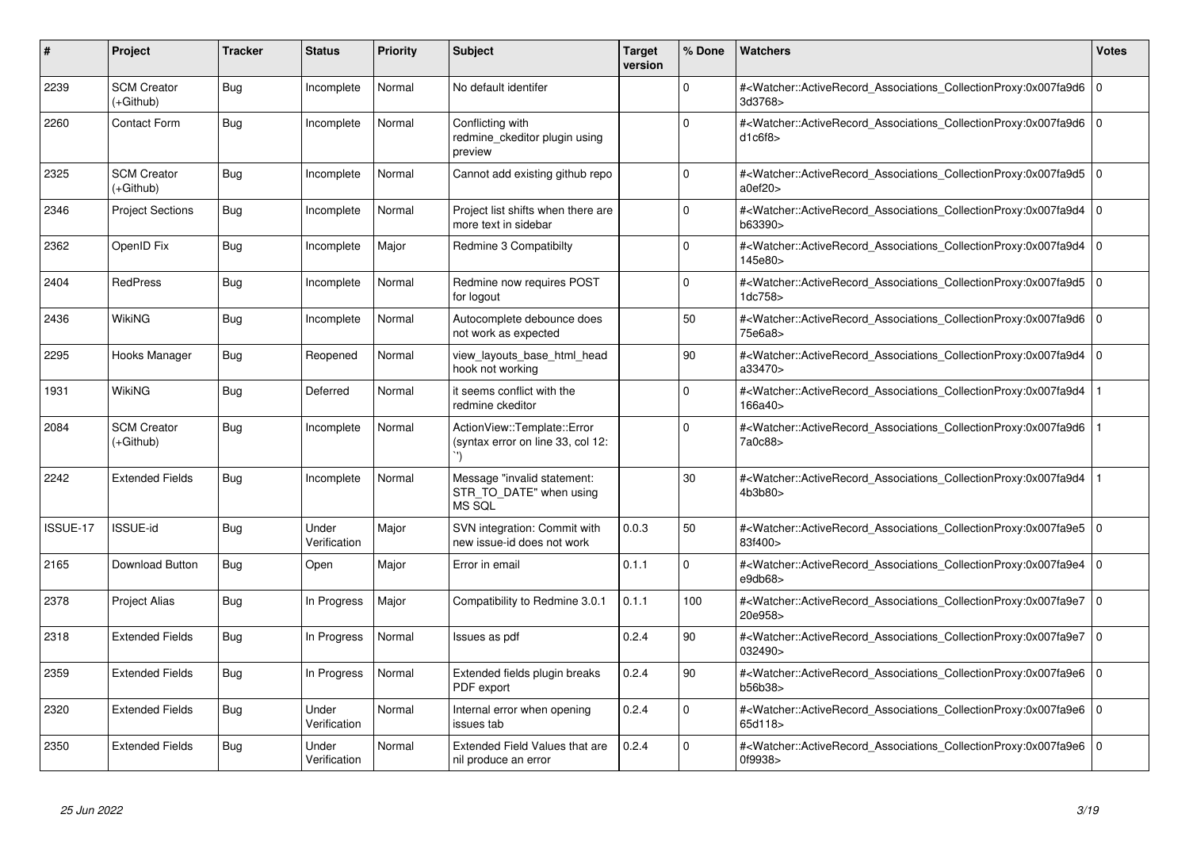| # | Project | Tracker | Status | Priority | Subject | Target version | % Done | Watchers | Votes |
|---|---|---|---|---|---|---|---|---|---|
| 2239 | SCM Creator (+Github) | Bug | Incomplete | Normal | No default identifer | | 0 | #<Watcher::ActiveRecord_Associations_CollectionProxy:0x007fa9d63d3768> | 0 |
| 2260 | Contact Form | Bug | Incomplete | Normal | Conflicting with redmine_ckeditor plugin using preview | | 0 | #<Watcher::ActiveRecord_Associations_CollectionProxy:0x007fa9d6d1c6f8> | 0 |
| 2325 | SCM Creator (+Github) | Bug | Incomplete | Normal | Cannot add existing github repo | | 0 | #<Watcher::ActiveRecord_Associations_CollectionProxy:0x007fa9d5a0ef20> | 0 |
| 2346 | Project Sections | Bug | Incomplete | Normal | Project list shifts when there are more text in sidebar | | 0 | #<Watcher::ActiveRecord_Associations_CollectionProxy:0x007fa9d4b63390> | 0 |
| 2362 | OpenID Fix | Bug | Incomplete | Major | Redmine 3 Compatibilty | | 0 | #<Watcher::ActiveRecord_Associations_CollectionProxy:0x007fa9d4145e80> | 0 |
| 2404 | RedPress | Bug | Incomplete | Normal | Redmine now requires POST for logout | | 0 | #<Watcher::ActiveRecord_Associations_CollectionProxy:0x007fa9d51dc758> | 0 |
| 2436 | WikiNG | Bug | Incomplete | Normal | Autocomplete debounce does not work as expected | | 50 | #<Watcher::ActiveRecord_Associations_CollectionProxy:0x007fa9d675e6a8> | 0 |
| 2295 | Hooks Manager | Bug | Reopened | Normal | view_layouts_base_html_head hook not working | | 90 | #<Watcher::ActiveRecord_Associations_CollectionProxy:0x007fa9d4a33470> | 0 |
| 1931 | WikiNG | Bug | Deferred | Normal | it seems conflict with the redmine ckeditor | | 0 | #<Watcher::ActiveRecord_Associations_CollectionProxy:0x007fa9d4166a40> | 1 |
| 2084 | SCM Creator (+Github) | Bug | Incomplete | Normal | ActionView::Template::Error (syntax error on line 33, col 12: ``) | | 0 | #<Watcher::ActiveRecord_Associations_CollectionProxy:0x007fa9d67a0c88> | 1 |
| 2242 | Extended Fields | Bug | Incomplete | Normal | Message "invalid statement: STR_TO_DATE" when using MS SQL | | 30 | #<Watcher::ActiveRecord_Associations_CollectionProxy:0x007fa9d44b3b80> | 1 |
| ISSUE-17 | ISSUE-id | Bug | Under Verification | Major | SVN integration: Commit with new issue-id does not work | 0.0.3 | 50 | #<Watcher::ActiveRecord_Associations_CollectionProxy:0x007fa9e583f400> | 0 |
| 2165 | Download Button | Bug | Open | Major | Error in email | 0.1.1 | 0 | #<Watcher::ActiveRecord_Associations_CollectionProxy:0x007fa9e4e9db68> | 0 |
| 2378 | Project Alias | Bug | In Progress | Major | Compatibility to Redmine 3.0.1 | 0.1.1 | 100 | #<Watcher::ActiveRecord_Associations_CollectionProxy:0x007fa9e720e958> | 0 |
| 2318 | Extended Fields | Bug | In Progress | Normal | Issues as pdf | 0.2.4 | 90 | #<Watcher::ActiveRecord_Associations_CollectionProxy:0x007fa9e7032490> | 0 |
| 2359 | Extended Fields | Bug | In Progress | Normal | Extended fields plugin breaks PDF export | 0.2.4 | 90 | #<Watcher::ActiveRecord_Associations_CollectionProxy:0x007fa9e6b56b38> | 0 |
| 2320 | Extended Fields | Bug | Under Verification | Normal | Internal error when opening issues tab | 0.2.4 | 0 | #<Watcher::ActiveRecord_Associations_CollectionProxy:0x007fa9e665d118> | 0 |
| 2350 | Extended Fields | Bug | Under Verification | Normal | Extended Field Values that are nil produce an error | 0.2.4 | 0 | #<Watcher::ActiveRecord_Associations_CollectionProxy:0x007fa9e60f9938> | 0 |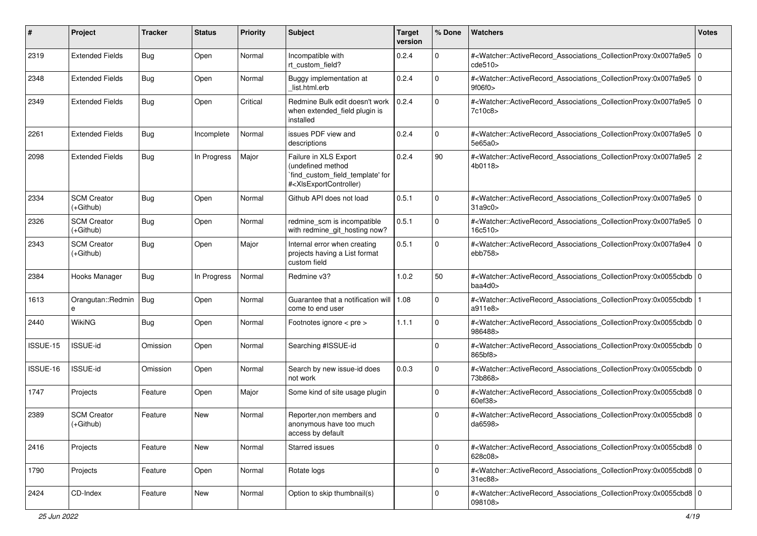| # | Project | Tracker | Status | Priority | Subject | Target version | % Done | Watchers | Votes |
|---|---|---|---|---|---|---|---|---|---|
| 2319 | Extended Fields | Bug | Open | Normal | Incompatible with rt_custom_field? | 0.2.4 | 0 | #<Watcher::ActiveRecord_Associations_CollectionProxy:0x007fa9e5cde510> | 0 |
| 2348 | Extended Fields | Bug | Open | Normal | Buggy implementation at _list.html.erb | 0.2.4 | 0 | #<Watcher::ActiveRecord_Associations_CollectionProxy:0x007fa9e59f06f0> | 0 |
| 2349 | Extended Fields | Bug | Open | Critical | Redmine Bulk edit doesn't work when extended_field plugin is installed | 0.2.4 | 0 | #<Watcher::ActiveRecord_Associations_CollectionProxy:0x007fa9e57c10c8> | 0 |
| 2261 | Extended Fields | Bug | Incomplete | Normal | issues PDF view and descriptions | 0.2.4 | 0 | #<Watcher::ActiveRecord_Associations_CollectionProxy:0x007fa9e55e65a0> | 0 |
| 2098 | Extended Fields | Bug | In Progress | Major | Failure in XLS Export (undefined method `find_custom_field_template' for #<XlsExportController) | 0.2.4 | 90 | #<Watcher::ActiveRecord_Associations_CollectionProxy:0x007fa9e54b0118> | 2 |
| 2334 | SCM Creator (+Github) | Bug | Open | Normal | Github API does not load | 0.5.1 | 0 | #<Watcher::ActiveRecord_Associations_CollectionProxy:0x007fa9e531a9c0> | 0 |
| 2326 | SCM Creator (+Github) | Bug | Open | Normal | redmine_scm is incompatible with redmine_git_hosting now? | 0.5.1 | 0 | #<Watcher::ActiveRecord_Associations_CollectionProxy:0x007fa9e516c510> | 0 |
| 2343 | SCM Creator (+Github) | Bug | Open | Major | Internal error when creating projects having a List format custom field | 0.5.1 | 0 | #<Watcher::ActiveRecord_Associations_CollectionProxy:0x007fa9e4ebb758> | 0 |
| 2384 | Hooks Manager | Bug | In Progress | Normal | Redmine v3? | 1.0.2 | 50 | #<Watcher::ActiveRecord_Associations_CollectionProxy:0x0055cbdbbaa4d0> | 0 |
| 1613 | Orangutan::Redmine | Bug | Open | Normal | Guarantee that a notification will come to end user | 1.08 | 0 | #<Watcher::ActiveRecord_Associations_CollectionProxy:0x0055cbdba911e8> | 1 |
| 2440 | WikiNG | Bug | Open | Normal | Footnotes ignore < pre > | 1.1.1 | 0 | #<Watcher::ActiveRecord_Associations_CollectionProxy:0x0055cbdb986488> | 0 |
| ISSUE-15 | ISSUE-id | Omission | Open | Normal | Searching #ISSUE-id | | 0 | #<Watcher::ActiveRecord_Associations_CollectionProxy:0x0055cbdb865bf8> | 0 |
| ISSUE-16 | ISSUE-id | Omission | Open | Normal | Search by new issue-id does not work | 0.0.3 | 0 | #<Watcher::ActiveRecord_Associations_CollectionProxy:0x0055cbdb73b868> | 0 |
| 1747 | Projects | Feature | Open | Major | Some kind of site usage plugin | | 0 | #<Watcher::ActiveRecord_Associations_CollectionProxy:0x0055cbd860ef38> | 0 |
| 2389 | SCM Creator (+Github) | Feature | New | Normal | Reporter,non members and anonymous have too much access by default | | 0 | #<Watcher::ActiveRecord_Associations_CollectionProxy:0x0055cbd8da6598> | 0 |
| 2416 | Projects | Feature | New | Normal | Starred issues | | 0 | #<Watcher::ActiveRecord_Associations_CollectionProxy:0x0055cbd8628c08> | 0 |
| 1790 | Projects | Feature | Open | Normal | Rotate logs | | 0 | #<Watcher::ActiveRecord_Associations_CollectionProxy:0x0055cbd831ec88> | 0 |
| 2424 | CD-Index | Feature | New | Normal | Option to skip thumbnail(s) | | 0 | #<Watcher::ActiveRecord_Associations_CollectionProxy:0x0055cbd8098108> | 0 |

*25 Jun 2022*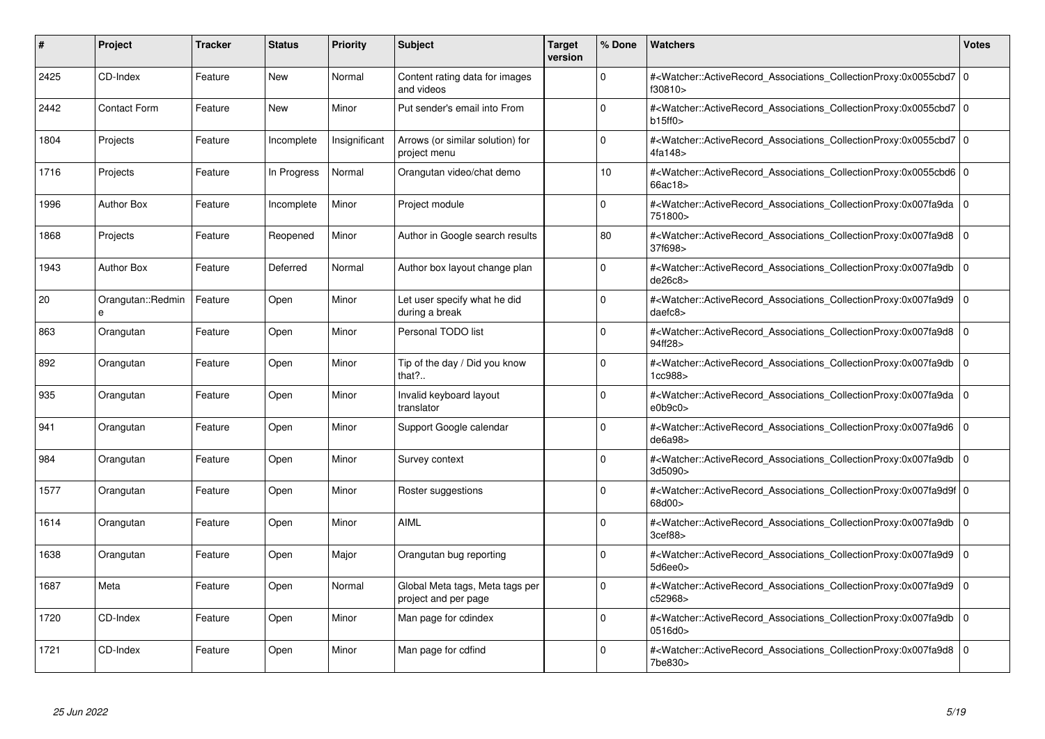| # | Project | Tracker | Status | Priority | Subject | Target version | % Done | Watchers | Votes |
|---|---|---|---|---|---|---|---|---|---|
| 2425 | CD-Index | Feature | New | Normal | Content rating data for images and videos | | 0 | #<Watcher::ActiveRecord_Associations_CollectionProxy:0x0055cbd7f30810> | 0 |
| 2442 | Contact Form | Feature | New | Minor | Put sender's email into From | | 0 | #<Watcher::ActiveRecord_Associations_CollectionProxy:0x0055cbd7b15ff0> | 0 |
| 1804 | Projects | Feature | Incomplete | Insignificant | Arrows (or similar solution) for project menu | | 0 | #<Watcher::ActiveRecord_Associations_CollectionProxy:0x0055cbd74fa148> | 0 |
| 1716 | Projects | Feature | In Progress | Normal | Orangutan video/chat demo | | 10 | #<Watcher::ActiveRecord_Associations_CollectionProxy:0x0055cbd666ac18> | 0 |
| 1996 | Author Box | Feature | Incomplete | Minor | Project module | | 0 | #<Watcher::ActiveRecord_Associations_CollectionProxy:0x007fa9da751800> | 0 |
| 1868 | Projects | Feature | Reopened | Minor | Author in Google search results | | 80 | #<Watcher::ActiveRecord_Associations_CollectionProxy:0x007fa9d837f698> | 0 |
| 1943 | Author Box | Feature | Deferred | Normal | Author box layout change plan | | 0 | #<Watcher::ActiveRecord_Associations_CollectionProxy:0x007fa9dbde26c8> | 0 |
| 20 | Orangutan::Redmine | Feature | Open | Minor | Let user specify what he did during a break | | 0 | #<Watcher::ActiveRecord_Associations_CollectionProxy:0x007fa9d9daefc8> | 0 |
| 863 | Orangutan | Feature | Open | Minor | Personal TODO list | | 0 | #<Watcher::ActiveRecord_Associations_CollectionProxy:0x007fa9d894ff28> | 0 |
| 892 | Orangutan | Feature | Open | Minor | Tip of the day / Did you know that?.. | | 0 | #<Watcher::ActiveRecord_Associations_CollectionProxy:0x007fa9db1cc988> | 0 |
| 935 | Orangutan | Feature | Open | Minor | Invalid keyboard layout translator | | 0 | #<Watcher::ActiveRecord_Associations_CollectionProxy:0x007fa9dae0b9c0> | 0 |
| 941 | Orangutan | Feature | Open | Minor | Support Google calendar | | 0 | #<Watcher::ActiveRecord_Associations_CollectionProxy:0x007fa9d6de6a98> | 0 |
| 984 | Orangutan | Feature | Open | Minor | Survey context | | 0 | #<Watcher::ActiveRecord_Associations_CollectionProxy:0x007fa9db3d5090> | 0 |
| 1577 | Orangutan | Feature | Open | Minor | Roster suggestions | | 0 | #<Watcher::ActiveRecord_Associations_CollectionProxy:0x007fa9d9f68d00> | 0 |
| 1614 | Orangutan | Feature | Open | Minor | AIML | | 0 | #<Watcher::ActiveRecord_Associations_CollectionProxy:0x007fa9db3cef88> | 0 |
| 1638 | Orangutan | Feature | Open | Major | Orangutan bug reporting | | 0 | #<Watcher::ActiveRecord_Associations_CollectionProxy:0x007fa9d95d6ee0> | 0 |
| 1687 | Meta | Feature | Open | Normal | Global Meta tags, Meta tags per project and per page | | 0 | #<Watcher::ActiveRecord_Associations_CollectionProxy:0x007fa9d9c52968> | 0 |
| 1720 | CD-Index | Feature | Open | Minor | Man page for cdindex | | 0 | #<Watcher::ActiveRecord_Associations_CollectionProxy:0x007fa9db0516d0> | 0 |
| 1721 | CD-Index | Feature | Open | Minor | Man page for cdfind | | 0 | #<Watcher::ActiveRecord_Associations_CollectionProxy:0x007fa9d87be830> | 0 |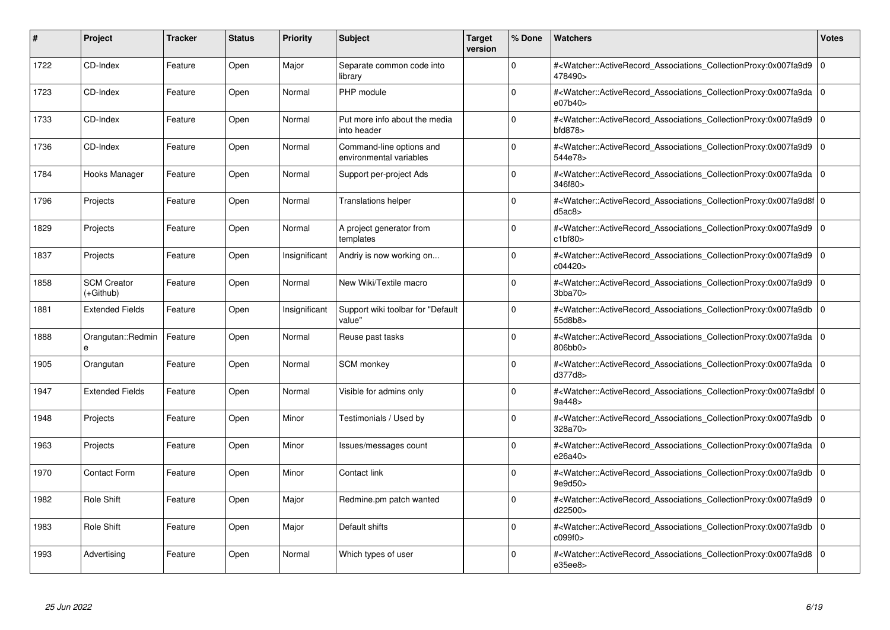| # | Project | Tracker | Status | Priority | Subject | Target version | % Done | Watchers | Votes |
|---|---|---|---|---|---|---|---|---|---|
| 1722 | CD-Index | Feature | Open | Major | Separate common code into library | | 0 | #<Watcher::ActiveRecord_Associations_CollectionProxy:0x007fa9d9478490> | 0 |
| 1723 | CD-Index | Feature | Open | Normal | PHP module | | 0 | #<Watcher::ActiveRecord_Associations_CollectionProxy:0x007fa9dae07b40> | 0 |
| 1733 | CD-Index | Feature | Open | Normal | Put more info about the media into header | | 0 | #<Watcher::ActiveRecord_Associations_CollectionProxy:0x007fa9d9bfd878> | 0 |
| 1736 | CD-Index | Feature | Open | Normal | Command-line options and environmental variables | | 0 | #<Watcher::ActiveRecord_Associations_CollectionProxy:0x007fa9d9544e78> | 0 |
| 1784 | Hooks Manager | Feature | Open | Normal | Support per-project Ads | | 0 | #<Watcher::ActiveRecord_Associations_CollectionProxy:0x007fa9da346f80> | 0 |
| 1796 | Projects | Feature | Open | Normal | Translations helper | | 0 | #<Watcher::ActiveRecord_Associations_CollectionProxy:0x007fa9d8fd5ac8> | 0 |
| 1829 | Projects | Feature | Open | Normal | A project generator from templates | | 0 | #<Watcher::ActiveRecord_Associations_CollectionProxy:0x007fa9d9c1bf80> | 0 |
| 1837 | Projects | Feature | Open | Insignificant | Andriy is now working on... | | 0 | #<Watcher::ActiveRecord_Associations_CollectionProxy:0x007fa9d9c04420> | 0 |
| 1858 | SCM Creator (+Github) | Feature | Open | Normal | New Wiki/Textile macro | | 0 | #<Watcher::ActiveRecord_Associations_CollectionProxy:0x007fa9d93bba70> | 0 |
| 1881 | Extended Fields | Feature | Open | Insignificant | Support wiki toolbar for "Default value" | | 0 | #<Watcher::ActiveRecord_Associations_CollectionProxy:0x007fa9db55d8b8> | 0 |
| 1888 | Orangutan::Redmine | Feature | Open | Normal | Reuse past tasks | | 0 | #<Watcher::ActiveRecord_Associations_CollectionProxy:0x007fa9da806bb0> | 0 |
| 1905 | Orangutan | Feature | Open | Normal | SCM monkey | | 0 | #<Watcher::ActiveRecord_Associations_CollectionProxy:0x007fa9dad377d8> | 0 |
| 1947 | Extended Fields | Feature | Open | Normal | Visible for admins only | | 0 | #<Watcher::ActiveRecord_Associations_CollectionProxy:0x007fa9dbf9a448> | 0 |
| 1948 | Projects | Feature | Open | Minor | Testimonials / Used by | | 0 | #<Watcher::ActiveRecord_Associations_CollectionProxy:0x007fa9db328a70> | 0 |
| 1963 | Projects | Feature | Open | Minor | Issues/messages count | | 0 | #<Watcher::ActiveRecord_Associations_CollectionProxy:0x007fa9dae26a40> | 0 |
| 1970 | Contact Form | Feature | Open | Minor | Contact link | | 0 | #<Watcher::ActiveRecord_Associations_CollectionProxy:0x007fa9db9e9d50> | 0 |
| 1982 | Role Shift | Feature | Open | Major | Redmine.pm patch wanted | | 0 | #<Watcher::ActiveRecord_Associations_CollectionProxy:0x007fa9d9d22500> | 0 |
| 1983 | Role Shift | Feature | Open | Major | Default shifts | | 0 | #<Watcher::ActiveRecord_Associations_CollectionProxy:0x007fa9dbc099f0> | 0 |
| 1993 | Advertising | Feature | Open | Normal | Which types of user | | 0 | #<Watcher::ActiveRecord_Associations_CollectionProxy:0x007fa9d8e35ee8> | 0 |

*25 Jun 2022*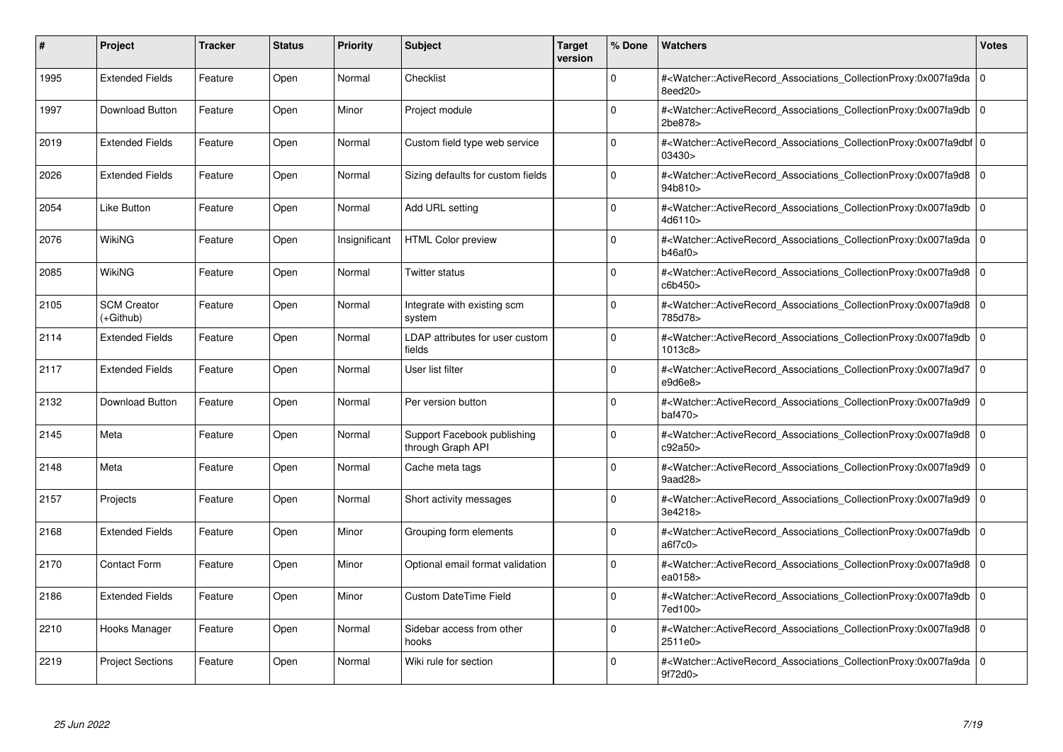| # | Project | Tracker | Status | Priority | Subject | Target version | % Done | Watchers | Votes |
|---|---|---|---|---|---|---|---|---|---|
| 1995 | Extended Fields | Feature | Open | Normal | Checklist | | 0 | #<Watcher::ActiveRecord_Associations_CollectionProxy:0x007fa9da8eed20> | 0 |
| 1997 | Download Button | Feature | Open | Minor | Project module | | 0 | #<Watcher::ActiveRecord_Associations_CollectionProxy:0x007fa9db2be878> | 0 |
| 2019 | Extended Fields | Feature | Open | Normal | Custom field type web service | | 0 | #<Watcher::ActiveRecord_Associations_CollectionProxy:0x007fa9dbf03430> | 0 |
| 2026 | Extended Fields | Feature | Open | Normal | Sizing defaults for custom fields | | 0 | #<Watcher::ActiveRecord_Associations_CollectionProxy:0x007fa9d894b810> | 0 |
| 2054 | Like Button | Feature | Open | Normal | Add URL setting | | 0 | #<Watcher::ActiveRecord_Associations_CollectionProxy:0x007fa9db4d6110> | 0 |
| 2076 | WikiNG | Feature | Open | Insignificant | HTML Color preview | | 0 | #<Watcher::ActiveRecord_Associations_CollectionProxy:0x007fa9dab46af0> | 0 |
| 2085 | WikiNG | Feature | Open | Normal | Twitter status | | 0 | #<Watcher::ActiveRecord_Associations_CollectionProxy:0x007fa9d8c6b450> | 0 |
| 2105 | SCM Creator (+Github) | Feature | Open | Normal | Integrate with existing scm system | | 0 | #<Watcher::ActiveRecord_Associations_CollectionProxy:0x007fa9d8785d78> | 0 |
| 2114 | Extended Fields | Feature | Open | Normal | LDAP attributes for user custom fields | | 0 | #<Watcher::ActiveRecord_Associations_CollectionProxy:0x007fa9db1013c8> | 0 |
| 2117 | Extended Fields | Feature | Open | Normal | User list filter | | 0 | #<Watcher::ActiveRecord_Associations_CollectionProxy:0x007fa9d7e9d6e8> | 0 |
| 2132 | Download Button | Feature | Open | Normal | Per version button | | 0 | #<Watcher::ActiveRecord_Associations_CollectionProxy:0x007fa9d9baf470> | 0 |
| 2145 | Meta | Feature | Open | Normal | Support Facebook publishing through Graph API | | 0 | #<Watcher::ActiveRecord_Associations_CollectionProxy:0x007fa9d8c92a50> | 0 |
| 2148 | Meta | Feature | Open | Normal | Cache meta tags | | 0 | #<Watcher::ActiveRecord_Associations_CollectionProxy:0x007fa9d99aad28> | 0 |
| 2157 | Projects | Feature | Open | Normal | Short activity messages | | 0 | #<Watcher::ActiveRecord_Associations_CollectionProxy:0x007fa9d93e4218> | 0 |
| 2168 | Extended Fields | Feature | Open | Minor | Grouping form elements | | 0 | #<Watcher::ActiveRecord_Associations_CollectionProxy:0x007fa9dba6f7c0> | 0 |
| 2170 | Contact Form | Feature | Open | Minor | Optional email format validation | | 0 | #<Watcher::ActiveRecord_Associations_CollectionProxy:0x007fa9d8ea0158> | 0 |
| 2186 | Extended Fields | Feature | Open | Minor | Custom DateTime Field | | 0 | #<Watcher::ActiveRecord_Associations_CollectionProxy:0x007fa9db7ed100> | 0 |
| 2210 | Hooks Manager | Feature | Open | Normal | Sidebar access from other hooks | | 0 | #<Watcher::ActiveRecord_Associations_CollectionProxy:0x007fa9d82511e0> | 0 |
| 2219 | Project Sections | Feature | Open | Normal | Wiki rule for section | | 0 | #<Watcher::ActiveRecord_Associations_CollectionProxy:0x007fa9da9f72d0> | 0 |

*25 Jun 2022*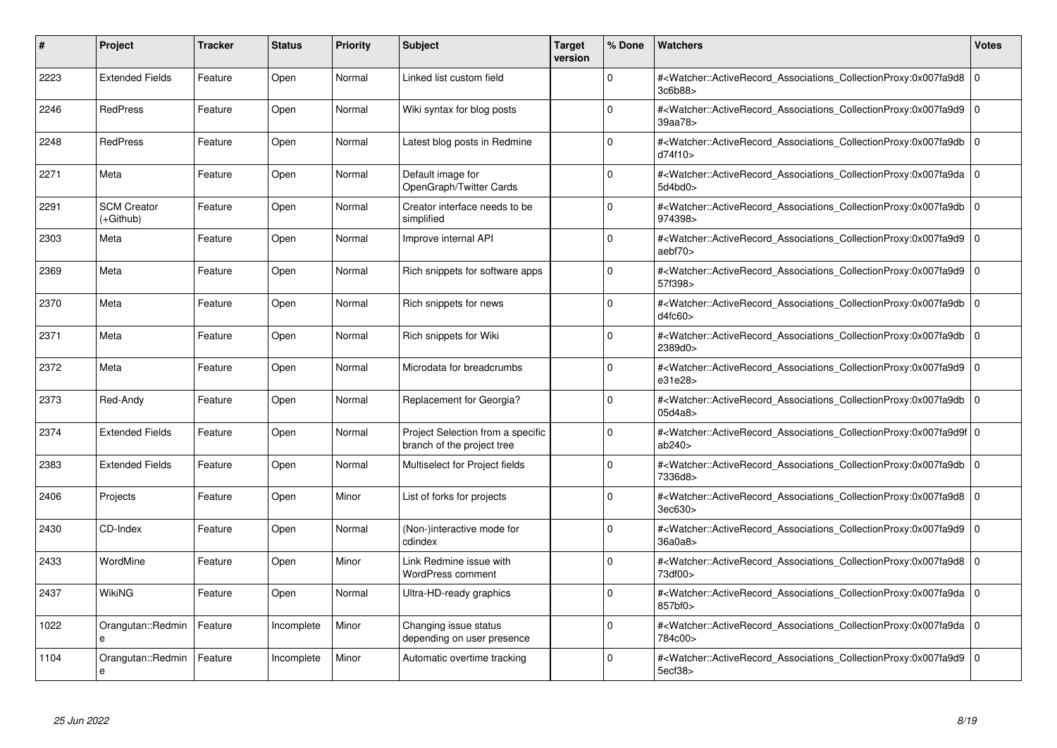| # | Project | Tracker | Status | Priority | Subject | Target version | % Done | Watchers | Votes |
|---|---|---|---|---|---|---|---|---|---|
| 2223 | Extended Fields | Feature | Open | Normal | Linked list custom field | | 0 | #<Watcher::ActiveRecord_Associations_CollectionProxy:0x007fa9d83c6b88> | 0 |
| 2246 | RedPress | Feature | Open | Normal | Wiki syntax for blog posts | | 0 | #<Watcher::ActiveRecord_Associations_CollectionProxy:0x007fa9d939aa78> | 0 |
| 2248 | RedPress | Feature | Open | Normal | Latest blog posts in Redmine | | 0 | #<Watcher::ActiveRecord_Associations_CollectionProxy:0x007fa9dbd74f10> | 0 |
| 2271 | Meta | Feature | Open | Normal | Default image for OpenGraph/Twitter Cards | | 0 | #<Watcher::ActiveRecord_Associations_CollectionProxy:0x007fa9da5d4bd0> | 0 |
| 2291 | SCM Creator (+Github) | Feature | Open | Normal | Creator interface needs to be simplified | | 0 | #<Watcher::ActiveRecord_Associations_CollectionProxy:0x007fa9db974398> | 0 |
| 2303 | Meta | Feature | Open | Normal | Improve internal API | | 0 | #<Watcher::ActiveRecord_Associations_CollectionProxy:0x007fa9d9aebf70> | 0 |
| 2369 | Meta | Feature | Open | Normal | Rich snippets for software apps | | 0 | #<Watcher::ActiveRecord_Associations_CollectionProxy:0x007fa9d957f398> | 0 |
| 2370 | Meta | Feature | Open | Normal | Rich snippets for news | | 0 | #<Watcher::ActiveRecord_Associations_CollectionProxy:0x007fa9dbd4fc60> | 0 |
| 2371 | Meta | Feature | Open | Normal | Rich snippets for Wiki | | 0 | #<Watcher::ActiveRecord_Associations_CollectionProxy:0x007fa9db2389d0> | 0 |
| 2372 | Meta | Feature | Open | Normal | Microdata for breadcrumbs | | 0 | #<Watcher::ActiveRecord_Associations_CollectionProxy:0x007fa9d9e31e28> | 0 |
| 2373 | Red-Andy | Feature | Open | Normal | Replacement for Georgia? | | 0 | #<Watcher::ActiveRecord_Associations_CollectionProxy:0x007fa9db05d4a8> | 0 |
| 2374 | Extended Fields | Feature | Open | Normal | Project Selection from a specific branch of the project tree | | 0 | #<Watcher::ActiveRecord_Associations_CollectionProxy:0x007fa9d9fab240> | 0 |
| 2383 | Extended Fields | Feature | Open | Normal | Multiselect for Project fields | | 0 | #<Watcher::ActiveRecord_Associations_CollectionProxy:0x007fa9db7336d8> | 0 |
| 2406 | Projects | Feature | Open | Minor | List of forks for projects | | 0 | #<Watcher::ActiveRecord_Associations_CollectionProxy:0x007fa9d83ec630> | 0 |
| 2430 | CD-Index | Feature | Open | Normal | (Non-)interactive mode for cdindex | | 0 | #<Watcher::ActiveRecord_Associations_CollectionProxy:0x007fa9d936a0a8> | 0 |
| 2433 | WordMine | Feature | Open | Minor | Link Redmine issue with WordPress comment | | 0 | #<Watcher::ActiveRecord_Associations_CollectionProxy:0x007fa9d873df00> | 0 |
| 2437 | WikiNG | Feature | Open | Normal | Ultra-HD-ready graphics | | 0 | #<Watcher::ActiveRecord_Associations_CollectionProxy:0x007fa9da857bf0> | 0 |
| 1022 | Orangutan::Redmine | Feature | Incomplete | Minor | Changing issue status depending on user presence | | 0 | #<Watcher::ActiveRecord_Associations_CollectionProxy:0x007fa9da784c00> | 0 |
| 1104 | Orangutan::Redmine | Feature | Incomplete | Minor | Automatic overtime tracking | | 0 | #<Watcher::ActiveRecord_Associations_CollectionProxy:0x007fa9d95ecf38> | 0 |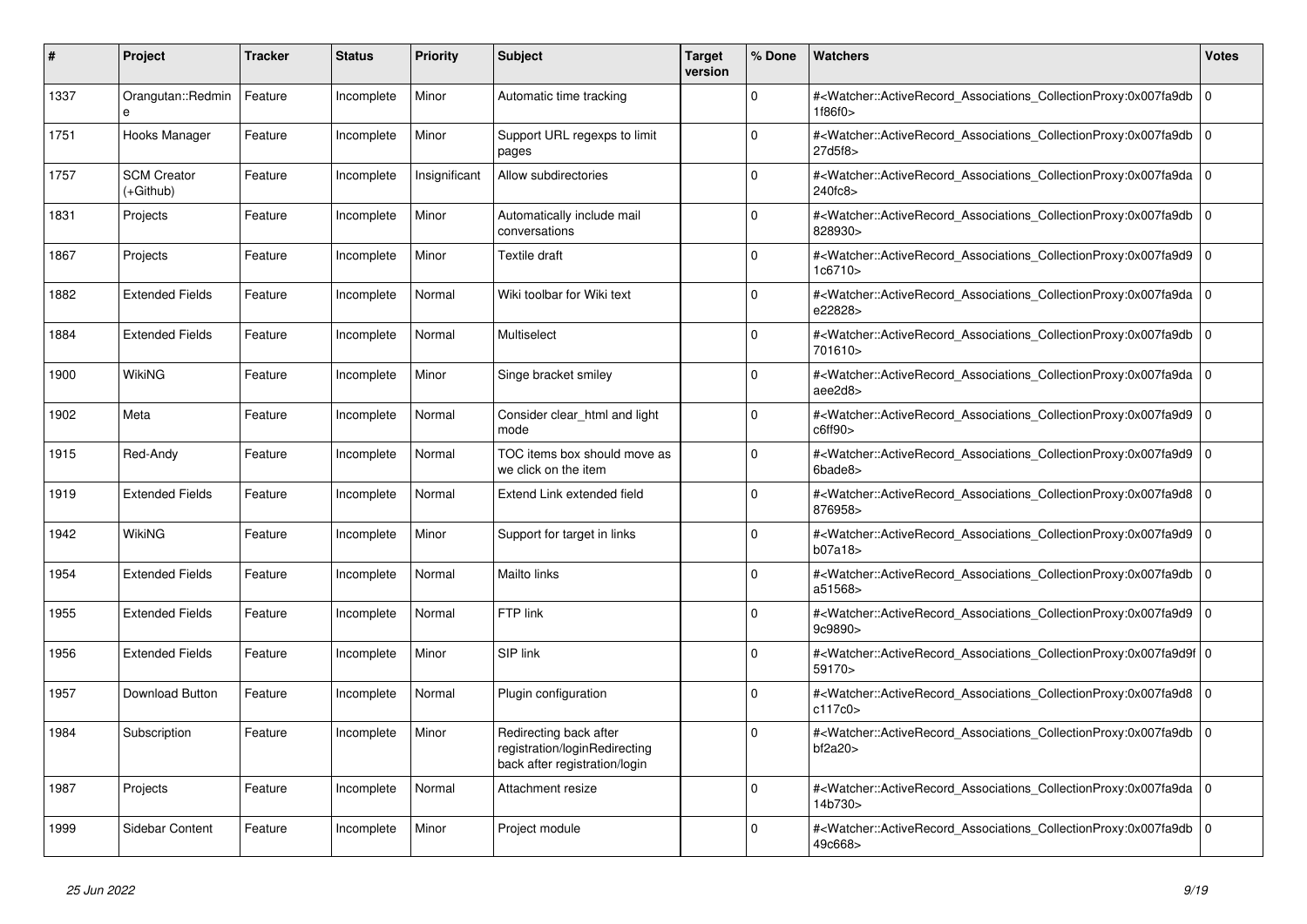| # | Project | Tracker | Status | Priority | Subject | Target version | % Done | Watchers | Votes |
| --- | --- | --- | --- | --- | --- | --- | --- | --- | --- |
| 1337 | Orangutan::Redmine | Feature | Incomplete | Minor | Automatic time tracking | | 0 | #<Watcher::ActiveRecord_Associations_CollectionProxy:0x007fa9db1f86f0> | 0 |
| 1751 | Hooks Manager | Feature | Incomplete | Minor | Support URL regexps to limit pages | | 0 | #<Watcher::ActiveRecord_Associations_CollectionProxy:0x007fa9db27d5f8> | 0 |
| 1757 | SCM Creator (+Github) | Feature | Incomplete | Insignificant | Allow subdirectories | | 0 | #<Watcher::ActiveRecord_Associations_CollectionProxy:0x007fa9da240fc8> | 0 |
| 1831 | Projects | Feature | Incomplete | Minor | Automatically include mail conversations | | 0 | #<Watcher::ActiveRecord_Associations_CollectionProxy:0x007fa9db828930> | 0 |
| 1867 | Projects | Feature | Incomplete | Minor | Textile draft | | 0 | #<Watcher::ActiveRecord_Associations_CollectionProxy:0x007fa9d91c6710> | 0 |
| 1882 | Extended Fields | Feature | Incomplete | Normal | Wiki toolbar for Wiki text | | 0 | #<Watcher::ActiveRecord_Associations_CollectionProxy:0x007fa9dae22828> | 0 |
| 1884 | Extended Fields | Feature | Incomplete | Normal | Multiselect | | 0 | #<Watcher::ActiveRecord_Associations_CollectionProxy:0x007fa9db701610> | 0 |
| 1900 | WikiNG | Feature | Incomplete | Minor | Singe bracket smiley | | 0 | #<Watcher::ActiveRecord_Associations_CollectionProxy:0x007fa9daaee2d8> | 0 |
| 1902 | Meta | Feature | Incomplete | Normal | Consider clear_html and light mode | | 0 | #<Watcher::ActiveRecord_Associations_CollectionProxy:0x007fa9d9c6ff90> | 0 |
| 1915 | Red-Andy | Feature | Incomplete | Normal | TOC items box should move as we click on the item | | 0 | #<Watcher::ActiveRecord_Associations_CollectionProxy:0x007fa9d96bade8> | 0 |
| 1919 | Extended Fields | Feature | Incomplete | Normal | Extend Link extended field | | 0 | #<Watcher::ActiveRecord_Associations_CollectionProxy:0x007fa9d8876958> | 0 |
| 1942 | WikiNG | Feature | Incomplete | Minor | Support for target in links | | 0 | #<Watcher::ActiveRecord_Associations_CollectionProxy:0x007fa9d9b07a18> | 0 |
| 1954 | Extended Fields | Feature | Incomplete | Normal | Mailto links | | 0 | #<Watcher::ActiveRecord_Associations_CollectionProxy:0x007fa9dba51568> | 0 |
| 1955 | Extended Fields | Feature | Incomplete | Normal | FTP link | | 0 | #<Watcher::ActiveRecord_Associations_CollectionProxy:0x007fa9d99c9890> | 0 |
| 1956 | Extended Fields | Feature | Incomplete | Minor | SIP link | | 0 | #<Watcher::ActiveRecord_Associations_CollectionProxy:0x007fa9d9f59170> | 0 |
| 1957 | Download Button | Feature | Incomplete | Normal | Plugin configuration | | 0 | #<Watcher::ActiveRecord_Associations_CollectionProxy:0x007fa9d8c117c0> | 0 |
| 1984 | Subscription | Feature | Incomplete | Minor | Redirecting back after registration/loginRedirecting back after registration/login | | 0 | #<Watcher::ActiveRecord_Associations_CollectionProxy:0x007fa9dbbf2a20> | 0 |
| 1987 | Projects | Feature | Incomplete | Normal | Attachment resize | | 0 | #<Watcher::ActiveRecord_Associations_CollectionProxy:0x007fa9da14b730> | 0 |
| 1999 | Sidebar Content | Feature | Incomplete | Minor | Project module | | 0 | #<Watcher::ActiveRecord_Associations_CollectionProxy:0x007fa9db49c668> | 0 |

*25 Jun 2022*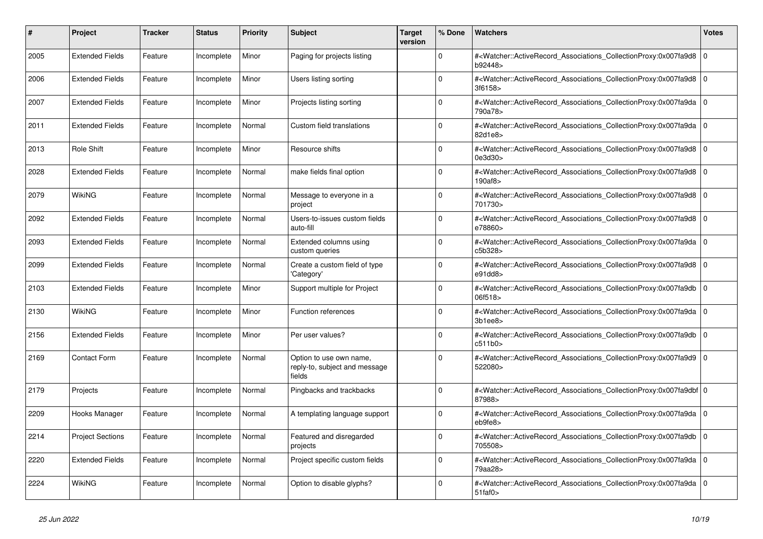| # | Project | Tracker | Status | Priority | Subject | Target version | % Done | Watchers | Votes |
|---|---|---|---|---|---|---|---|---|---|
| 2005 | Extended Fields | Feature | Incomplete | Minor | Paging for projects listing | | 0 | #<Watcher::ActiveRecord_Associations_CollectionProxy:0x007fa9d8b92448> | 0 |
| 2006 | Extended Fields | Feature | Incomplete | Minor | Users listing sorting | | 0 | #<Watcher::ActiveRecord_Associations_CollectionProxy:0x007fa9d83f6158> | 0 |
| 2007 | Extended Fields | Feature | Incomplete | Minor | Projects listing sorting | | 0 | #<Watcher::ActiveRecord_Associations_CollectionProxy:0x007fa9da790a78> | 0 |
| 2011 | Extended Fields | Feature | Incomplete | Normal | Custom field translations | | 0 | #<Watcher::ActiveRecord_Associations_CollectionProxy:0x007fa9da82d1e8> | 0 |
| 2013 | Role Shift | Feature | Incomplete | Minor | Resource shifts | | 0 | #<Watcher::ActiveRecord_Associations_CollectionProxy:0x007fa9d80e3d30> | 0 |
| 2028 | Extended Fields | Feature | Incomplete | Normal | make fields final option | | 0 | #<Watcher::ActiveRecord_Associations_CollectionProxy:0x007fa9d8190af8> | 0 |
| 2079 | WikiNG | Feature | Incomplete | Normal | Message to everyone in a project | | 0 | #<Watcher::ActiveRecord_Associations_CollectionProxy:0x007fa9d8701730> | 0 |
| 2092 | Extended Fields | Feature | Incomplete | Normal | Users-to-issues custom fields auto-fill | | 0 | #<Watcher::ActiveRecord_Associations_CollectionProxy:0x007fa9d8e78860> | 0 |
| 2093 | Extended Fields | Feature | Incomplete | Normal | Extended columns using custom queries | | 0 | #<Watcher::ActiveRecord_Associations_CollectionProxy:0x007fa9dac5b328> | 0 |
| 2099 | Extended Fields | Feature | Incomplete | Normal | Create a custom field of type 'Category' | | 0 | #<Watcher::ActiveRecord_Associations_CollectionProxy:0x007fa9d8e91dd8> | 0 |
| 2103 | Extended Fields | Feature | Incomplete | Minor | Support multiple for Project | | 0 | #<Watcher::ActiveRecord_Associations_CollectionProxy:0x007fa9db06f518> | 0 |
| 2130 | WikiNG | Feature | Incomplete | Minor | Function references | | 0 | #<Watcher::ActiveRecord_Associations_CollectionProxy:0x007fa9da3b1ee8> | 0 |
| 2156 | Extended Fields | Feature | Incomplete | Minor | Per user values? | | 0 | #<Watcher::ActiveRecord_Associations_CollectionProxy:0x007fa9dbc511b0> | 0 |
| 2169 | Contact Form | Feature | Incomplete | Normal | Option to use own name, reply-to, subject and message fields | | 0 | #<Watcher::ActiveRecord_Associations_CollectionProxy:0x007fa9d9522080> | 0 |
| 2179 | Projects | Feature | Incomplete | Normal | Pingbacks and trackbacks | | 0 | #<Watcher::ActiveRecord_Associations_CollectionProxy:0x007fa9dbf87988> | 0 |
| 2209 | Hooks Manager | Feature | Incomplete | Normal | A templating language support | | 0 | #<Watcher::ActiveRecord_Associations_CollectionProxy:0x007fa9daeb9fe8> | 0 |
| 2214 | Project Sections | Feature | Incomplete | Normal | Featured and disregarded projects | | 0 | #<Watcher::ActiveRecord_Associations_CollectionProxy:0x007fa9db705508> | 0 |
| 2220 | Extended Fields | Feature | Incomplete | Normal | Project specific custom fields | | 0 | #<Watcher::ActiveRecord_Associations_CollectionProxy:0x007fa9da79aa28> | 0 |
| 2224 | WikiNG | Feature | Incomplete | Normal | Option to disable glyphs? | | 0 | #<Watcher::ActiveRecord_Associations_CollectionProxy:0x007fa9da51faf0> | 0 |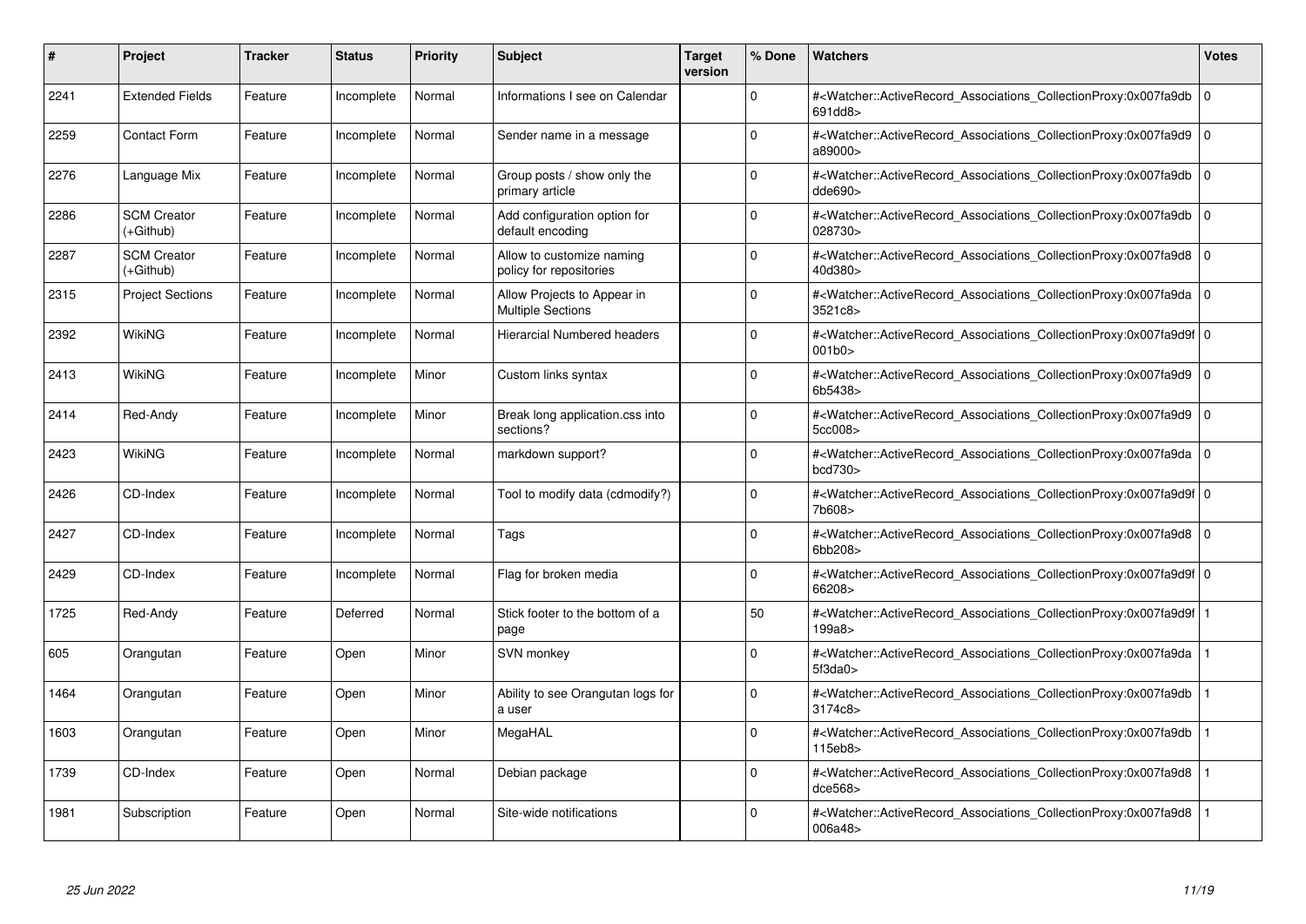| # | Project | Tracker | Status | Priority | Subject | Target version | % Done | Watchers | Votes |
| --- | --- | --- | --- | --- | --- | --- | --- | --- | --- |
| 2241 | Extended Fields | Feature | Incomplete | Normal | Informations I see on Calendar | | 0 | #<Watcher::ActiveRecord_Associations_CollectionProxy:0x007fa9db691dd8> | 0 |
| 2259 | Contact Form | Feature | Incomplete | Normal | Sender name in a message | | 0 | #<Watcher::ActiveRecord_Associations_CollectionProxy:0x007fa9d9a89000> | 0 |
| 2276 | Language Mix | Feature | Incomplete | Normal | Group posts / show only the primary article | | 0 | #<Watcher::ActiveRecord_Associations_CollectionProxy:0x007fa9dbdde690> | 0 |
| 2286 | SCM Creator (+Github) | Feature | Incomplete | Normal | Add configuration option for default encoding | | 0 | #<Watcher::ActiveRecord_Associations_CollectionProxy:0x007fa9db028730> | 0 |
| 2287 | SCM Creator (+Github) | Feature | Incomplete | Normal | Allow to customize naming policy for repositories | | 0 | #<Watcher::ActiveRecord_Associations_CollectionProxy:0x007fa9d840d380> | 0 |
| 2315 | Project Sections | Feature | Incomplete | Normal | Allow Projects to Appear in Multiple Sections | | 0 | #<Watcher::ActiveRecord_Associations_CollectionProxy:0x007fa9da3521c8> | 0 |
| 2392 | WikiNG | Feature | Incomplete | Normal | Hierarcial Numbered headers | | 0 | #<Watcher::ActiveRecord_Associations_CollectionProxy:0x007fa9d9f001b0> | 0 |
| 2413 | WikiNG | Feature | Incomplete | Minor | Custom links syntax | | 0 | #<Watcher::ActiveRecord_Associations_CollectionProxy:0x007fa9d96b5438> | 0 |
| 2414 | Red-Andy | Feature | Incomplete | Minor | Break long application.css into sections? | | 0 | #<Watcher::ActiveRecord_Associations_CollectionProxy:0x007fa9d95cc008> | 0 |
| 2423 | WikiNG | Feature | Incomplete | Normal | markdown support? | | 0 | #<Watcher::ActiveRecord_Associations_CollectionProxy:0x007fa9dabcd730> | 0 |
| 2426 | CD-Index | Feature | Incomplete | Normal | Tool to modify data (cdmodify?) | | 0 | #<Watcher::ActiveRecord_Associations_CollectionProxy:0x007fa9d9f7b608> | 0 |
| 2427 | CD-Index | Feature | Incomplete | Normal | Tags | | 0 | #<Watcher::ActiveRecord_Associations_CollectionProxy:0x007fa9d86bb208> | 0 |
| 2429 | CD-Index | Feature | Incomplete | Normal | Flag for broken media | | 0 | #<Watcher::ActiveRecord_Associations_CollectionProxy:0x007fa9d9f66208> | 0 |
| 1725 | Red-Andy | Feature | Deferred | Normal | Stick footer to the bottom of a page | | 50 | #<Watcher::ActiveRecord_Associations_CollectionProxy:0x007fa9d9f199a8> | 1 |
| 605 | Orangutan | Feature | Open | Minor | SVN monkey | | 0 | #<Watcher::ActiveRecord_Associations_CollectionProxy:0x007fa9da5f3da0> | 1 |
| 1464 | Orangutan | Feature | Open | Minor | Ability to see Orangutan logs for a user | | 0 | #<Watcher::ActiveRecord_Associations_CollectionProxy:0x007fa9db3174c8> | 1 |
| 1603 | Orangutan | Feature | Open | Minor | MegaHAL | | 0 | #<Watcher::ActiveRecord_Associations_CollectionProxy:0x007fa9db115eb8> | 1 |
| 1739 | CD-Index | Feature | Open | Normal | Debian package | | 0 | #<Watcher::ActiveRecord_Associations_CollectionProxy:0x007fa9d8dce568> | 1 |
| 1981 | Subscription | Feature | Open | Normal | Site-wide notifications | | 0 | #<Watcher::ActiveRecord_Associations_CollectionProxy:0x007fa9d8006a48> | 1 |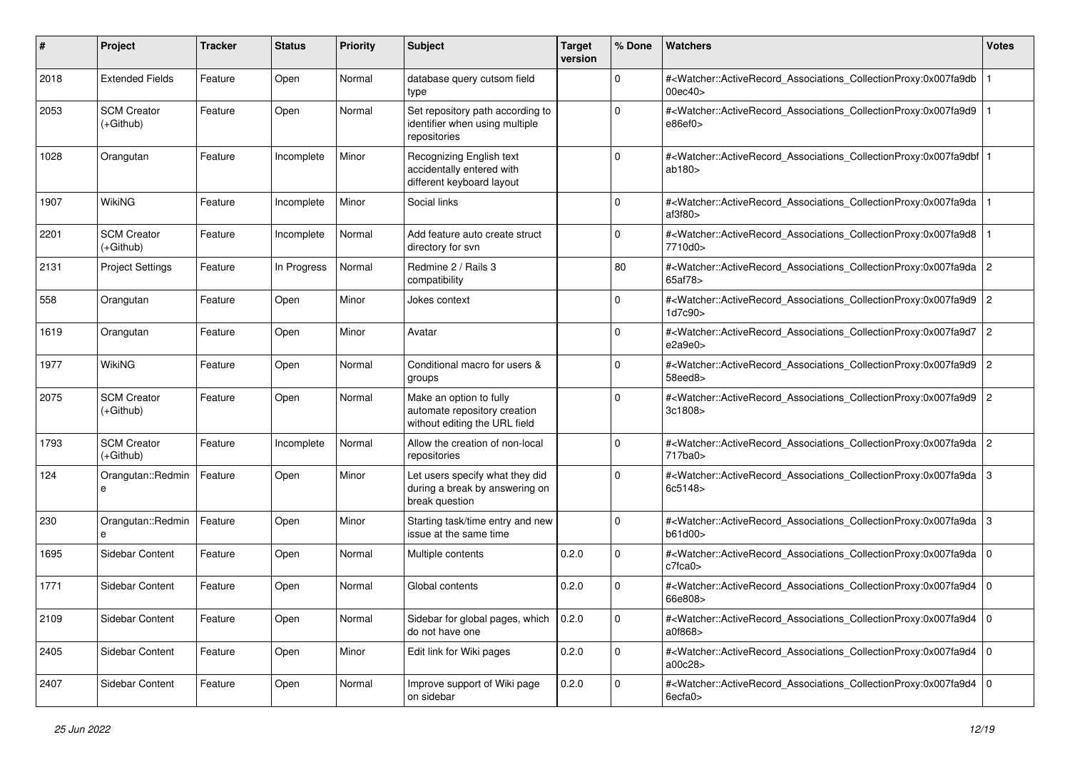| # | Project | Tracker | Status | Priority | Subject | Target version | % Done | Watchers | Votes |
|---|---|---|---|---|---|---|---|---|---|
| 2018 | Extended Fields | Feature | Open | Normal | database query cutsom field type | | 0 | #<Watcher::ActiveRecord_Associations_CollectionProxy:0x007fa9db00ec40> | 1 |
| 2053 | SCM Creator (+Github) | Feature | Open | Normal | Set repository path according to identifier when using multiple repositories | | 0 | #<Watcher::ActiveRecord_Associations_CollectionProxy:0x007fa9d9e86ef0> | 1 |
| 1028 | Orangutan | Feature | Incomplete | Minor | Recognizing English text accidentally entered with different keyboard layout | | 0 | #<Watcher::ActiveRecord_Associations_CollectionProxy:0x007fa9dbfab180> | 1 |
| 1907 | WikiNG | Feature | Incomplete | Minor | Social links | | 0 | #<Watcher::ActiveRecord_Associations_CollectionProxy:0x007fa9daaf3f80> | 1 |
| 2201 | SCM Creator (+Github) | Feature | Incomplete | Normal | Add feature auto create struct directory for svn | | 0 | #<Watcher::ActiveRecord_Associations_CollectionProxy:0x007fa9d87710d0> | 1 |
| 2131 | Project Settings | Feature | In Progress | Normal | Redmine 2 / Rails 3 compatibility | | 80 | #<Watcher::ActiveRecord_Associations_CollectionProxy:0x007fa9da65af78> | 2 |
| 558 | Orangutan | Feature | Open | Minor | Jokes context | | 0 | #<Watcher::ActiveRecord_Associations_CollectionProxy:0x007fa9d91d7c90> | 2 |
| 1619 | Orangutan | Feature | Open | Minor | Avatar | | 0 | #<Watcher::ActiveRecord_Associations_CollectionProxy:0x007fa9d7e2a9e0> | 2 |
| 1977 | WikiNG | Feature | Open | Normal | Conditional macro for users & groups | | 0 | #<Watcher::ActiveRecord_Associations_CollectionProxy:0x007fa9d958eed8> | 2 |
| 2075 | SCM Creator (+Github) | Feature | Open | Normal | Make an option to fully automate repository creation without editing the URL field | | 0 | #<Watcher::ActiveRecord_Associations_CollectionProxy:0x007fa9d93c1808> | 2 |
| 1793 | SCM Creator (+Github) | Feature | Incomplete | Normal | Allow the creation of non-local repositories | | 0 | #<Watcher::ActiveRecord_Associations_CollectionProxy:0x007fa9da717ba0> | 2 |
| 124 | Orangutan::Redmine | Feature | Open | Minor | Let users specify what they did during a break by answering on break question | | 0 | #<Watcher::ActiveRecord_Associations_CollectionProxy:0x007fa9da6c5148> | 3 |
| 230 | Orangutan::Redmine | Feature | Open | Minor | Starting task/time entry and new issue at the same time | | 0 | #<Watcher::ActiveRecord_Associations_CollectionProxy:0x007fa9dab61d00> | 3 |
| 1695 | Sidebar Content | Feature | Open | Normal | Multiple contents | 0.2.0 | 0 | #<Watcher::ActiveRecord_Associations_CollectionProxy:0x007fa9dac7fca0> | 0 |
| 1771 | Sidebar Content | Feature | Open | Normal | Global contents | 0.2.0 | 0 | #<Watcher::ActiveRecord_Associations_CollectionProxy:0x007fa9d466e808> | 0 |
| 2109 | Sidebar Content | Feature | Open | Normal | Sidebar for global pages, which do not have one | 0.2.0 | 0 | #<Watcher::ActiveRecord_Associations_CollectionProxy:0x007fa9d4a0f868> | 0 |
| 2405 | Sidebar Content | Feature | Open | Minor | Edit link for Wiki pages | 0.2.0 | 0 | #<Watcher::ActiveRecord_Associations_CollectionProxy:0x007fa9d4a00c28> | 0 |
| 2407 | Sidebar Content | Feature | Open | Normal | Improve support of Wiki page on sidebar | 0.2.0 | 0 | #<Watcher::ActiveRecord_Associations_CollectionProxy:0x007fa9d46ecfa0> | 0 |

*25 Jun 2022*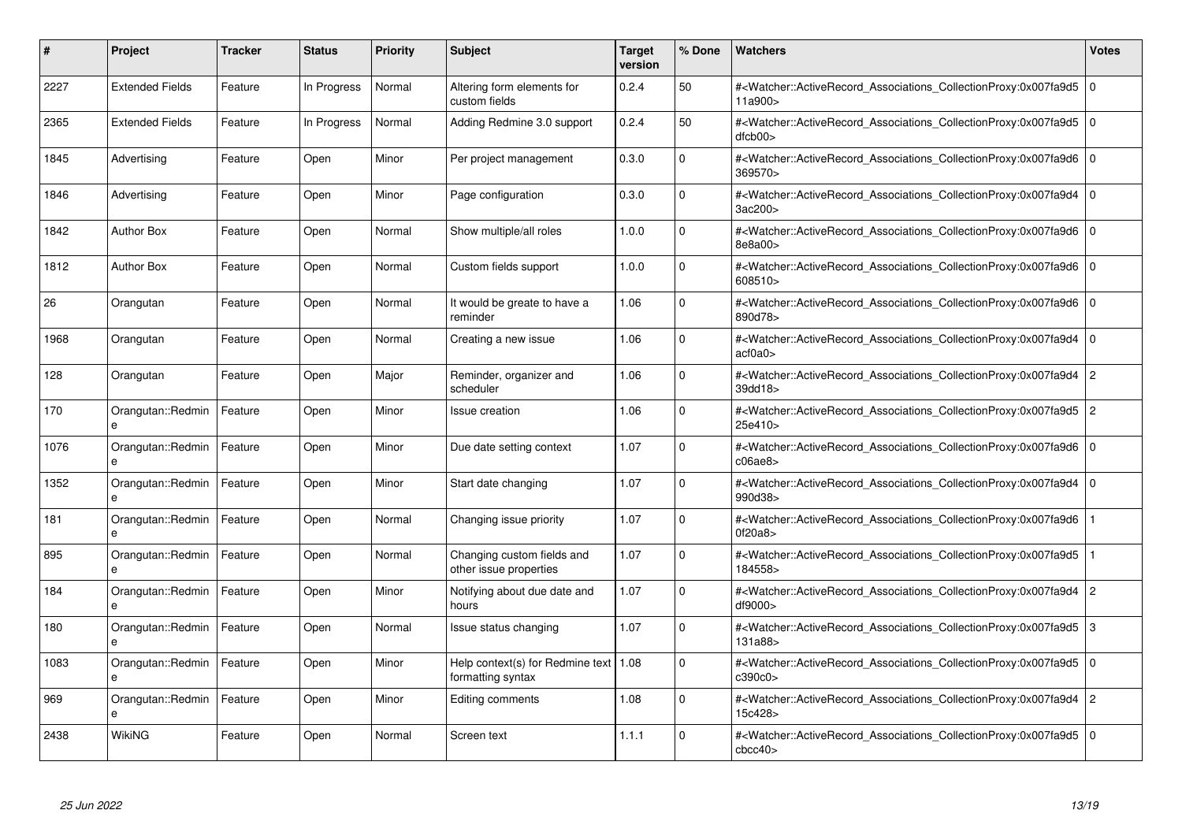| # | Project | Tracker | Status | Priority | Subject | Target version | % Done | Watchers | Votes |
|---|---|---|---|---|---|---|---|---|---|
| 2227 | Extended Fields | Feature | In Progress | Normal | Altering form elements for custom fields | 0.2.4 | 50 | #<Watcher::ActiveRecord_Associations_CollectionProxy:0x007fa9d511a900> | 0 |
| 2365 | Extended Fields | Feature | In Progress | Normal | Adding Redmine 3.0 support | 0.2.4 | 50 | #<Watcher::ActiveRecord_Associations_CollectionProxy:0x007fa9d5dfcb00> | 0 |
| 1845 | Advertising | Feature | Open | Minor | Per project management | 0.3.0 | 0 | #<Watcher::ActiveRecord_Associations_CollectionProxy:0x007fa9d6369570> | 0 |
| 1846 | Advertising | Feature | Open | Minor | Page configuration | 0.3.0 | 0 | #<Watcher::ActiveRecord_Associations_CollectionProxy:0x007fa9d43ac200> | 0 |
| 1842 | Author Box | Feature | Open | Normal | Show multiple/all roles | 1.0.0 | 0 | #<Watcher::ActiveRecord_Associations_CollectionProxy:0x007fa9d68e8a00> | 0 |
| 1812 | Author Box | Feature | Open | Normal | Custom fields support | 1.0.0 | 0 | #<Watcher::ActiveRecord_Associations_CollectionProxy:0x007fa9d6608510> | 0 |
| 26 | Orangutan | Feature | Open | Normal | It would be greate to have a reminder | 1.06 | 0 | #<Watcher::ActiveRecord_Associations_CollectionProxy:0x007fa9d6890d78> | 0 |
| 1968 | Orangutan | Feature | Open | Normal | Creating a new issue | 1.06 | 0 | #<Watcher::ActiveRecord_Associations_CollectionProxy:0x007fa9d4acf0a0> | 0 |
| 128 | Orangutan | Feature | Open | Major | Reminder, organizer and scheduler | 1.06 | 0 | #<Watcher::ActiveRecord_Associations_CollectionProxy:0x007fa9d439dd18> | 2 |
| 170 | Orangutan::Redmine | Feature | Open | Minor | Issue creation | 1.06 | 0 | #<Watcher::ActiveRecord_Associations_CollectionProxy:0x007fa9d525e410> | 2 |
| 1076 | Orangutan::Redmine | Feature | Open | Minor | Due date setting context | 1.07 | 0 | #<Watcher::ActiveRecord_Associations_CollectionProxy:0x007fa9d6c06ae8> | 0 |
| 1352 | Orangutan::Redmine | Feature | Open | Minor | Start date changing | 1.07 | 0 | #<Watcher::ActiveRecord_Associations_CollectionProxy:0x007fa9d4990d38> | 0 |
| 181 | Orangutan::Redmine | Feature | Open | Normal | Changing issue priority | 1.07 | 0 | #<Watcher::ActiveRecord_Associations_CollectionProxy:0x007fa9d60f20a8> | 1 |
| 895 | Orangutan::Redmine | Feature | Open | Normal | Changing custom fields and other issue properties | 1.07 | 0 | #<Watcher::ActiveRecord_Associations_CollectionProxy:0x007fa9d5184558> | 1 |
| 184 | Orangutan::Redmine | Feature | Open | Minor | Notifying about due date and hours | 1.07 | 0 | #<Watcher::ActiveRecord_Associations_CollectionProxy:0x007fa9d4df9000> | 2 |
| 180 | Orangutan::Redmine | Feature | Open | Normal | Issue status changing | 1.07 | 0 | #<Watcher::ActiveRecord_Associations_CollectionProxy:0x007fa9d5131a88> | 3 |
| 1083 | Orangutan::Redmine | Feature | Open | Minor | Help context(s) for Redmine text formatting syntax | 1.08 | 0 | #<Watcher::ActiveRecord_Associations_CollectionProxy:0x007fa9d5c390c0> | 0 |
| 969 | Orangutan::Redmine | Feature | Open | Minor | Editing comments | 1.08 | 0 | #<Watcher::ActiveRecord_Associations_CollectionProxy:0x007fa9d415c428> | 2 |
| 2438 | WikiNG | Feature | Open | Normal | Screen text | 1.1.1 | 0 | #<Watcher::ActiveRecord_Associations_CollectionProxy:0x007fa9d5cbcc40> | 0 |

*25 Jun 2022*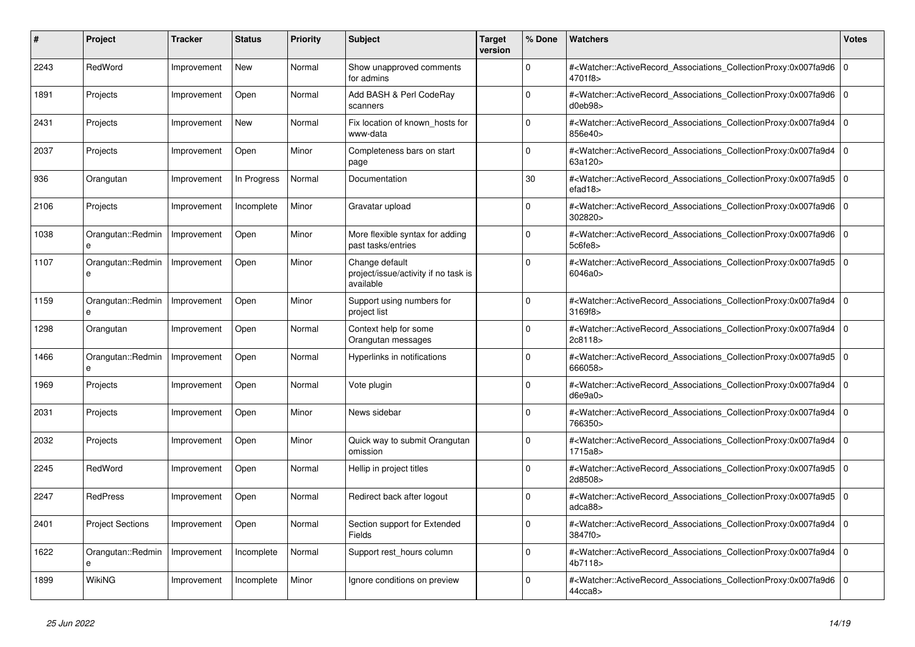| # | Project | Tracker | Status | Priority | Subject | Target version | % Done | Watchers | Votes |
|---|---|---|---|---|---|---|---|---|---|
| 2243 | RedWord | Improvement | New | Normal | Show unapproved comments for admins | | 0 | #<Watcher::ActiveRecord_Associations_CollectionProxy:0x007fa9d64701f8> | 0 |
| 1891 | Projects | Improvement | Open | Normal | Add BASH & Perl CodeRay scanners | | 0 | #<Watcher::ActiveRecord_Associations_CollectionProxy:0x007fa9d6d0eb98> | 0 |
| 2431 | Projects | Improvement | New | Normal | Fix location of known_hosts for www-data | | 0 | #<Watcher::ActiveRecord_Associations_CollectionProxy:0x007fa9d4856e40> | 0 |
| 2037 | Projects | Improvement | Open | Minor | Completeness bars on start page | | 0 | #<Watcher::ActiveRecord_Associations_CollectionProxy:0x007fa9d463a120> | 0 |
| 936 | Orangutan | Improvement | In Progress | Normal | Documentation | | 30 | #<Watcher::ActiveRecord_Associations_CollectionProxy:0x007fa9d5efad18> | 0 |
| 2106 | Projects | Improvement | Incomplete | Minor | Gravatar upload | | 0 | #<Watcher::ActiveRecord_Associations_CollectionProxy:0x007fa9d6302820> | 0 |
| 1038 | Orangutan::Redmine | Improvement | Open | Minor | More flexible syntax for adding past tasks/entries | | 0 | #<Watcher::ActiveRecord_Associations_CollectionProxy:0x007fa9d65c6fe8> | 0 |
| 1107 | Orangutan::Redmine | Improvement | Open | Minor | Change default project/issue/activity if no task is available | | 0 | #<Watcher::ActiveRecord_Associations_CollectionProxy:0x007fa9d56046a0> | 0 |
| 1159 | Orangutan::Redmine | Improvement | Open | Minor | Support using numbers for project list | | 0 | #<Watcher::ActiveRecord_Associations_CollectionProxy:0x007fa9d43169f8> | 0 |
| 1298 | Orangutan | Improvement | Open | Normal | Context help for some Orangutan messages | | 0 | #<Watcher::ActiveRecord_Associations_CollectionProxy:0x007fa9d42c8118> | 0 |
| 1466 | Orangutan::Redmine | Improvement | Open | Normal | Hyperlinks in notifications | | 0 | #<Watcher::ActiveRecord_Associations_CollectionProxy:0x007fa9d5666058> | 0 |
| 1969 | Projects | Improvement | Open | Normal | Vote plugin | | 0 | #<Watcher::ActiveRecord_Associations_CollectionProxy:0x007fa9d4d6e9a0> | 0 |
| 2031 | Projects | Improvement | Open | Minor | News sidebar | | 0 | #<Watcher::ActiveRecord_Associations_CollectionProxy:0x007fa9d4766350> | 0 |
| 2032 | Projects | Improvement | Open | Minor | Quick way to submit Orangutan omission | | 0 | #<Watcher::ActiveRecord_Associations_CollectionProxy:0x007fa9d41715a8> | 0 |
| 2245 | RedWord | Improvement | Open | Normal | Hellip in project titles | | 0 | #<Watcher::ActiveRecord_Associations_CollectionProxy:0x007fa9d52d8508> | 0 |
| 2247 | RedPress | Improvement | Open | Normal | Redirect back after logout | | 0 | #<Watcher::ActiveRecord_Associations_CollectionProxy:0x007fa9d5adca88> | 0 |
| 2401 | Project Sections | Improvement | Open | Normal | Section support for Extended Fields | | 0 | #<Watcher::ActiveRecord_Associations_CollectionProxy:0x007fa9d43847f0> | 0 |
| 1622 | Orangutan::Redmine | Improvement | Incomplete | Normal | Support rest_hours column | | 0 | #<Watcher::ActiveRecord_Associations_CollectionProxy:0x007fa9d44b7118> | 0 |
| 1899 | WikiNG | Improvement | Incomplete | Minor | Ignore conditions on preview | | 0 | #<Watcher::ActiveRecord_Associations_CollectionProxy:0x007fa9d644cca8> | 0 |

*25 Jun 2022*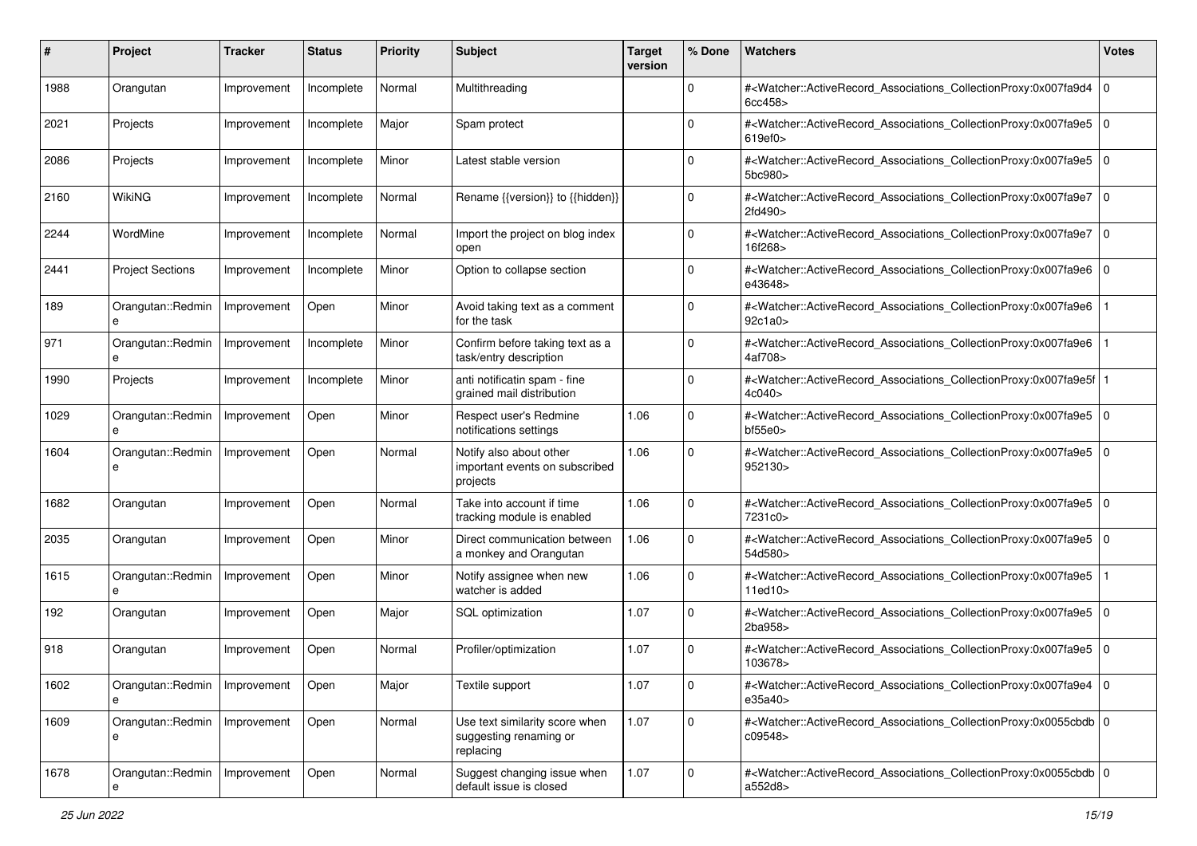| # | Project | Tracker | Status | Priority | Subject | Target version | % Done | Watchers | Votes |
|---|---|---|---|---|---|---|---|---|---|
| 1988 | Orangutan | Improvement | Incomplete | Normal | Multithreading | | 0 | #<Watcher::ActiveRecord_Associations_CollectionProxy:0x007fa9d46cc458> | 0 |
| 2021 | Projects | Improvement | Incomplete | Major | Spam protect | | 0 | #<Watcher::ActiveRecord_Associations_CollectionProxy:0x007fa9e5619ef0> | 0 |
| 2086 | Projects | Improvement | Incomplete | Minor | Latest stable version | | 0 | #<Watcher::ActiveRecord_Associations_CollectionProxy:0x007fa9e55bc980> | 0 |
| 2160 | WikiNG | Improvement | Incomplete | Normal | Rename {{version}} to {{hidden}} | | 0 | #<Watcher::ActiveRecord_Associations_CollectionProxy:0x007fa9e72fd490> | 0 |
| 2244 | WordMine | Improvement | Incomplete | Normal | Import the project on blog index open | | 0 | #<Watcher::ActiveRecord_Associations_CollectionProxy:0x007fa9e716f268> | 0 |
| 2441 | Project Sections | Improvement | Incomplete | Minor | Option to collapse section | | 0 | #<Watcher::ActiveRecord_Associations_CollectionProxy:0x007fa9e6e43648> | 0 |
| 189 | Orangutan::Redmine | Improvement | Open | Minor | Avoid taking text as a comment for the task | | 0 | #<Watcher::ActiveRecord_Associations_CollectionProxy:0x007fa9e692c1a0> | 1 |
| 971 | Orangutan::Redmine | Improvement | Incomplete | Minor | Confirm before taking text as a task/entry description | | 0 | #<Watcher::ActiveRecord_Associations_CollectionProxy:0x007fa9e64af708> | 1 |
| 1990 | Projects | Improvement | Incomplete | Minor | anti notificatin spam - fine grained mail distribution | | 0 | #<Watcher::ActiveRecord_Associations_CollectionProxy:0x007fa9e5f4c040> | 1 |
| 1029 | Orangutan::Redmine | Improvement | Open | Minor | Respect user's Redmine notifications settings | 1.06 | 0 | #<Watcher::ActiveRecord_Associations_CollectionProxy:0x007fa9e5bf55e0> | 0 |
| 1604 | Orangutan::Redmine | Improvement | Open | Normal | Notify also about other important events on subscribed projects | 1.06 | 0 | #<Watcher::ActiveRecord_Associations_CollectionProxy:0x007fa9e5952130> | 0 |
| 1682 | Orangutan | Improvement | Open | Normal | Take into account if time tracking module is enabled | 1.06 | 0 | #<Watcher::ActiveRecord_Associations_CollectionProxy:0x007fa9e57231c0> | 0 |
| 2035 | Orangutan | Improvement | Open | Minor | Direct communication between a monkey and Orangutan | 1.06 | 0 | #<Watcher::ActiveRecord_Associations_CollectionProxy:0x007fa9e554d580> | 0 |
| 1615 | Orangutan::Redmine | Improvement | Open | Minor | Notify assignee when new watcher is added | 1.06 | 0 | #<Watcher::ActiveRecord_Associations_CollectionProxy:0x007fa9e511ed10> | 1 |
| 192 | Orangutan | Improvement | Open | Major | SQL optimization | 1.07 | 0 | #<Watcher::ActiveRecord_Associations_CollectionProxy:0x007fa9e52ba958> | 0 |
| 918 | Orangutan | Improvement | Open | Normal | Profiler/optimization | 1.07 | 0 | #<Watcher::ActiveRecord_Associations_CollectionProxy:0x007fa9e5103678> | 0 |
| 1602 | Orangutan::Redmine | Improvement | Open | Major | Textile support | 1.07 | 0 | #<Watcher::ActiveRecord_Associations_CollectionProxy:0x007fa9e4e35a40> | 0 |
| 1609 | Orangutan::Redmine | Improvement | Open | Normal | Use text similarity score when suggesting renaming or replacing | 1.07 | 0 | #<Watcher::ActiveRecord_Associations_CollectionProxy:0x0055cbdbc09548> | 0 |
| 1678 | Orangutan::Redmine | Improvement | Open | Normal | Suggest changing issue when default issue is closed | 1.07 | 0 | #<Watcher::ActiveRecord_Associations_CollectionProxy:0x0055cbdba552d8> | 0 |

*25 Jun 2022*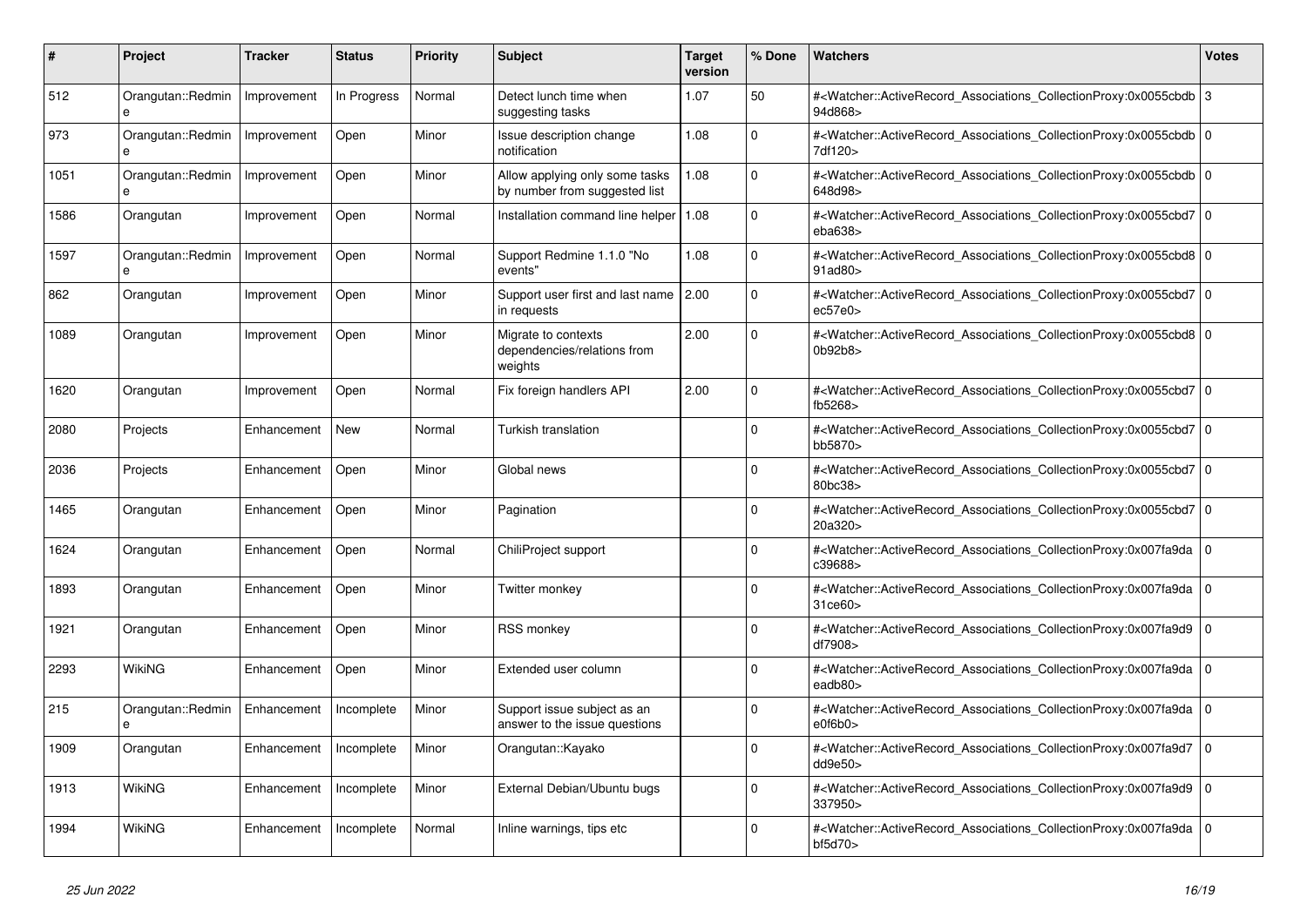| # | Project | Tracker | Status | Priority | Subject | Target version | % Done | Watchers | Votes |
|---|---|---|---|---|---|---|---|---|---|
| 512 | Orangutan::Redmine | Improvement | In Progress | Normal | Detect lunch time when suggesting tasks | 1.07 | 50 | #<Watcher::ActiveRecord_Associations_CollectionProxy:0x0055cbdb94d868> | 3 |
| 973 | Orangutan::Redmine | Improvement | Open | Minor | Issue description change notification | 1.08 | 0 | #<Watcher::ActiveRecord_Associations_CollectionProxy:0x0055cbdb7df120> | 0 |
| 1051 | Orangutan::Redmine | Improvement | Open | Minor | Allow applying only some tasks by number from suggested list | 1.08 | 0 | #<Watcher::ActiveRecord_Associations_CollectionProxy:0x0055cbdb648d98> | 0 |
| 1586 | Orangutan | Improvement | Open | Normal | Installation command line helper | 1.08 | 0 | #<Watcher::ActiveRecord_Associations_CollectionProxy:0x0055cbd7eba638> | 0 |
| 1597 | Orangutan::Redmine | Improvement | Open | Normal | Support Redmine 1.1.0 "No events" | 1.08 | 0 | #<Watcher::ActiveRecord_Associations_CollectionProxy:0x0055cbd891ad80> | 0 |
| 862 | Orangutan | Improvement | Open | Minor | Support user first and last name in requests | 2.00 | 0 | #<Watcher::ActiveRecord_Associations_CollectionProxy:0x0055cbd7ec57e0> | 0 |
| 1089 | Orangutan | Improvement | Open | Minor | Migrate to contexts dependencies/relations from weights | 2.00 | 0 | #<Watcher::ActiveRecord_Associations_CollectionProxy:0x0055cbd80b92b8> | 0 |
| 1620 | Orangutan | Improvement | Open | Normal | Fix foreign handlers API | 2.00 | 0 | #<Watcher::ActiveRecord_Associations_CollectionProxy:0x0055cbd7fb5268> | 0 |
| 2080 | Projects | Enhancement | New | Normal | Turkish translation | | 0 | #<Watcher::ActiveRecord_Associations_CollectionProxy:0x0055cbd7bb5870> | 0 |
| 2036 | Projects | Enhancement | Open | Minor | Global news | | 0 | #<Watcher::ActiveRecord_Associations_CollectionProxy:0x0055cbd780bc38> | 0 |
| 1465 | Orangutan | Enhancement | Open | Minor | Pagination | | 0 | #<Watcher::ActiveRecord_Associations_CollectionProxy:0x0055cbd720a320> | 0 |
| 1624 | Orangutan | Enhancement | Open | Normal | ChiliProject support | | 0 | #<Watcher::ActiveRecord_Associations_CollectionProxy:0x007fa9dac39688> | 0 |
| 1893 | Orangutan | Enhancement | Open | Minor | Twitter monkey | | 0 | #<Watcher::ActiveRecord_Associations_CollectionProxy:0x007fa9da31ce60> | 0 |
| 1921 | Orangutan | Enhancement | Open | Minor | RSS monkey | | 0 | #<Watcher::ActiveRecord_Associations_CollectionProxy:0x007fa9d9df7908> | 0 |
| 2293 | WikiNG | Enhancement | Open | Minor | Extended user column | | 0 | #<Watcher::ActiveRecord_Associations_CollectionProxy:0x007fa9daeadb80> | 0 |
| 215 | Orangutan::Redmine | Enhancement | Incomplete | Minor | Support issue subject as an answer to the issue questions | | 0 | #<Watcher::ActiveRecord_Associations_CollectionProxy:0x007fa9dae0f6b0> | 0 |
| 1909 | Orangutan | Enhancement | Incomplete | Minor | Orangutan::Kayako | | 0 | #<Watcher::ActiveRecord_Associations_CollectionProxy:0x007fa9d7dd9e50> | 0 |
| 1913 | WikiNG | Enhancement | Incomplete | Minor | External Debian/Ubuntu bugs | | 0 | #<Watcher::ActiveRecord_Associations_CollectionProxy:0x007fa9d9337950> | 0 |
| 1994 | WikiNG | Enhancement | Incomplete | Normal | Inline warnings, tips etc | | 0 | #<Watcher::ActiveRecord_Associations_CollectionProxy:0x007fa9dabf5d70> | 0 |

*25 Jun 2022*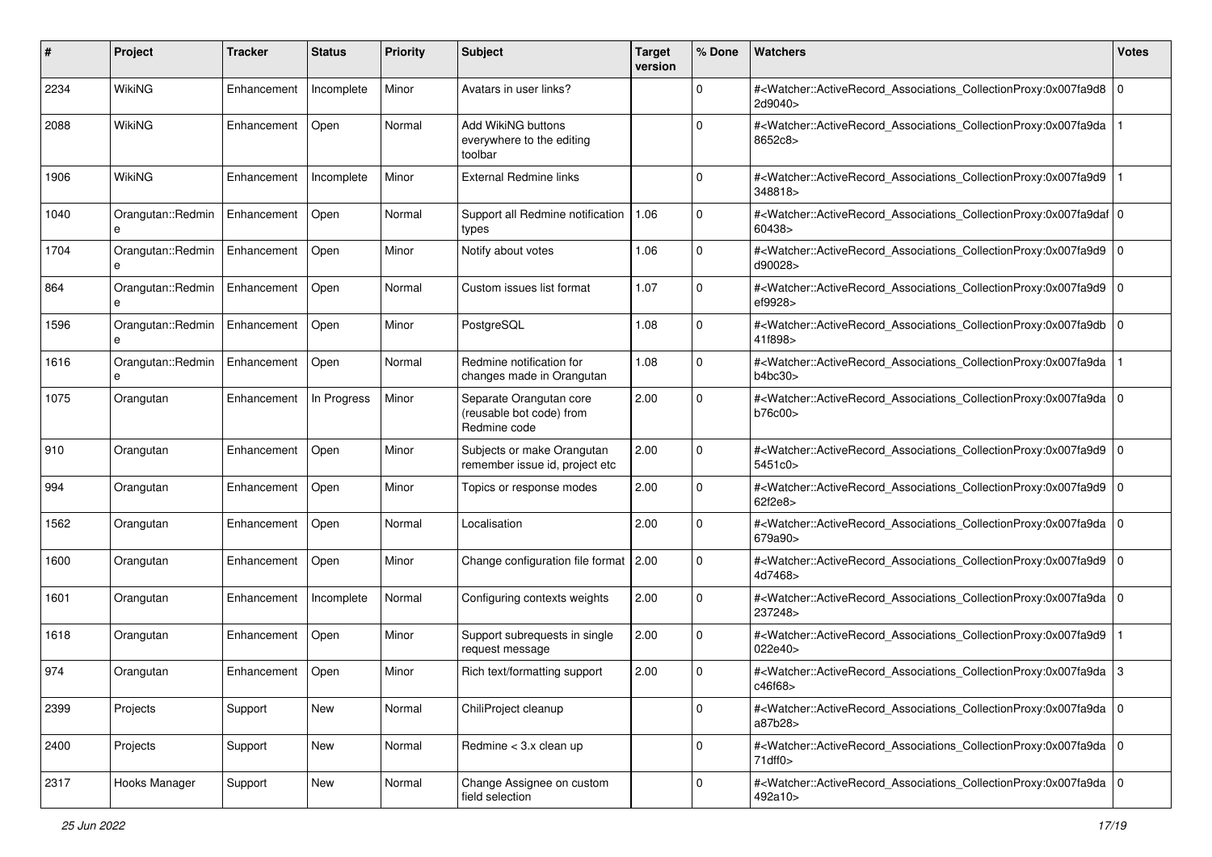| # | Project | Tracker | Status | Priority | Subject | Target version | % Done | Watchers | Votes |
|---|---|---|---|---|---|---|---|---|---|
| 2234 | WikiNG | Enhancement | Incomplete | Minor | Avatars in user links? | | 0 | #<Watcher::ActiveRecord_Associations_CollectionProxy:0x007fa9d82d9040> | 0 |
| 2088 | WikiNG | Enhancement | Open | Normal | Add WikiNG buttons everywhere to the editing toolbar | | 0 | #<Watcher::ActiveRecord_Associations_CollectionProxy:0x007fa9da8652c8> | 1 |
| 1906 | WikiNG | Enhancement | Incomplete | Minor | External Redmine links | | 0 | #<Watcher::ActiveRecord_Associations_CollectionProxy:0x007fa9d9348818> | 1 |
| 1040 | Orangutan::Redmine | Enhancement | Open | Normal | Support all Redmine notification types | 1.06 | 0 | #<Watcher::ActiveRecord_Associations_CollectionProxy:0x007fa9daf60438> | 0 |
| 1704 | Orangutan::Redmine | Enhancement | Open | Minor | Notify about votes | 1.06 | 0 | #<Watcher::ActiveRecord_Associations_CollectionProxy:0x007fa9d9d90028> | 0 |
| 864 | Orangutan::Redmine | Enhancement | Open | Normal | Custom issues list format | 1.07 | 0 | #<Watcher::ActiveRecord_Associations_CollectionProxy:0x007fa9d9ef9928> | 0 |
| 1596 | Orangutan::Redmine | Enhancement | Open | Minor | PostgreSQL | 1.08 | 0 | #<Watcher::ActiveRecord_Associations_CollectionProxy:0x007fa9db41f898> | 0 |
| 1616 | Orangutan::Redmine | Enhancement | Open | Normal | Redmine notification for changes made in Orangutan | 1.08 | 0 | #<Watcher::ActiveRecord_Associations_CollectionProxy:0x007fa9dab4bc30> | 1 |
| 1075 | Orangutan | Enhancement | In Progress | Minor | Separate Orangutan core (reusable bot code) from Redmine code | 2.00 | 0 | #<Watcher::ActiveRecord_Associations_CollectionProxy:0x007fa9dab76c00> | 0 |
| 910 | Orangutan | Enhancement | Open | Minor | Subjects or make Orangutan remember issue id, project etc | 2.00 | 0 | #<Watcher::ActiveRecord_Associations_CollectionProxy:0x007fa9d95451c0> | 0 |
| 994 | Orangutan | Enhancement | Open | Minor | Topics or response modes | 2.00 | 0 | #<Watcher::ActiveRecord_Associations_CollectionProxy:0x007fa9d962f2e8> | 0 |
| 1562 | Orangutan | Enhancement | Open | Normal | Localisation | 2.00 | 0 | #<Watcher::ActiveRecord_Associations_CollectionProxy:0x007fa9da679a90> | 0 |
| 1600 | Orangutan | Enhancement | Open | Minor | Change configuration file format | 2.00 | 0 | #<Watcher::ActiveRecord_Associations_CollectionProxy:0x007fa9d94d7468> | 0 |
| 1601 | Orangutan | Enhancement | Incomplete | Normal | Configuring contexts weights | 2.00 | 0 | #<Watcher::ActiveRecord_Associations_CollectionProxy:0x007fa9da237248> | 0 |
| 1618 | Orangutan | Enhancement | Open | Minor | Support subrequests in single request message | 2.00 | 0 | #<Watcher::ActiveRecord_Associations_CollectionProxy:0x007fa9d9022e40> | 1 |
| 974 | Orangutan | Enhancement | Open | Minor | Rich text/formatting support | 2.00 | 0 | #<Watcher::ActiveRecord_Associations_CollectionProxy:0x007fa9dac46f68> | 3 |
| 2399 | Projects | Support | New | Normal | ChiliProject cleanup | | 0 | #<Watcher::ActiveRecord_Associations_CollectionProxy:0x007fa9daa87b28> | 0 |
| 2400 | Projects | Support | New | Normal | Redmine < 3.x clean up | | 0 | #<Watcher::ActiveRecord_Associations_CollectionProxy:0x007fa9da71dff0> | 0 |
| 2317 | Hooks Manager | Support | New | Normal | Change Assignee on custom field selection | | 0 | #<Watcher::ActiveRecord_Associations_CollectionProxy:0x007fa9da492a10> | 0 |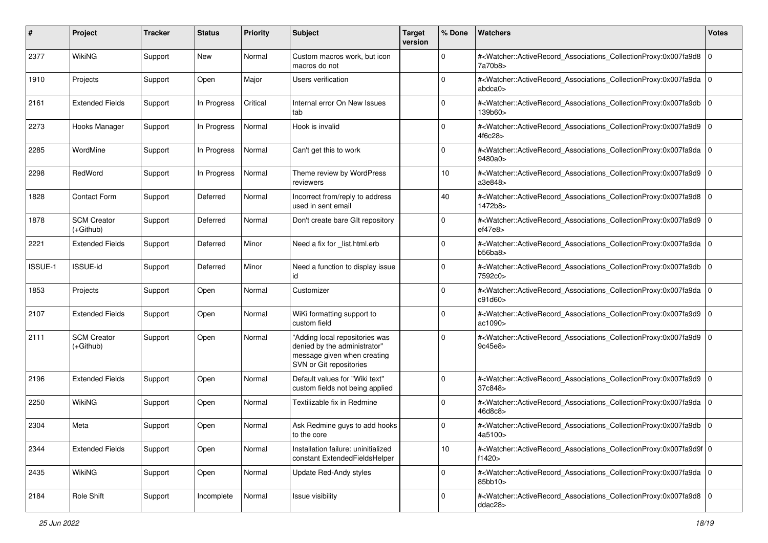| # | Project | Tracker | Status | Priority | Subject | Target version | % Done | Watchers | Votes |
|---|---|---|---|---|---|---|---|---|---|
| 2377 | WikiNG | Support | New | Normal | Custom macros work, but icon macros do not | | 0 | #<Watcher::ActiveRecord_Associations_CollectionProxy:0x007fa9d87a70b8> | 0 |
| 1910 | Projects | Support | Open | Major | Users verification | | 0 | #<Watcher::ActiveRecord_Associations_CollectionProxy:0x007fa9daabdca0> | 0 |
| 2161 | Extended Fields | Support | In Progress | Critical | Internal error On New Issues tab | | 0 | #<Watcher::ActiveRecord_Associations_CollectionProxy:0x007fa9db139b60> | 0 |
| 2273 | Hooks Manager | Support | In Progress | Normal | Hook is invalid | | 0 | #<Watcher::ActiveRecord_Associations_CollectionProxy:0x007fa9d94f6c28> | 0 |
| 2285 | WordMine | Support | In Progress | Normal | Can't get this to work | | 0 | #<Watcher::ActiveRecord_Associations_CollectionProxy:0x007fa9da9480a0> | 0 |
| 2298 | RedWord | Support | In Progress | Normal | Theme review by WordPress reviewers | | 10 | #<Watcher::ActiveRecord_Associations_CollectionProxy:0x007fa9d9a3e848> | 0 |
| 1828 | Contact Form | Support | Deferred | Normal | Incorrect from/reply to address used in sent email | | 40 | #<Watcher::ActiveRecord_Associations_CollectionProxy:0x007fa9d81472b8> | 0 |
| 1878 | SCM Creator (+Github) | Support | Deferred | Normal | Don't create bare GIt repository | | 0 | #<Watcher::ActiveRecord_Associations_CollectionProxy:0x007fa9d9ef47e8> | 0 |
| 2221 | Extended Fields | Support | Deferred | Minor | Need a fix for _list.html.erb | | 0 | #<Watcher::ActiveRecord_Associations_CollectionProxy:0x007fa9dab56ba8> | 0 |
| ISSUE-1 | ISSUE-id | Support | Deferred | Minor | Need a function to display issue id | | 0 | #<Watcher::ActiveRecord_Associations_CollectionProxy:0x007fa9db7592c0> | 0 |
| 1853 | Projects | Support | Open | Normal | Customizer | | 0 | #<Watcher::ActiveRecord_Associations_CollectionProxy:0x007fa9dac91d60> | 0 |
| 2107 | Extended Fields | Support | Open | Normal | WiKi formatting support to custom field | | 0 | #<Watcher::ActiveRecord_Associations_CollectionProxy:0x007fa9d9ac1090> | 0 |
| 2111 | SCM Creator (+Github) | Support | Open | Normal | "Adding local repositories was denied by the administrator" message given when creating SVN or Git repositories | | 0 | #<Watcher::ActiveRecord_Associations_CollectionProxy:0x007fa9d99c45e8> | 0 |
| 2196 | Extended Fields | Support | Open | Normal | Default values for "Wiki text" custom fields not being applied | | 0 | #<Watcher::ActiveRecord_Associations_CollectionProxy:0x007fa9d937c848> | 0 |
| 2250 | WikiNG | Support | Open | Normal | Textilizable fix in Redmine | | 0 | #<Watcher::ActiveRecord_Associations_CollectionProxy:0x007fa9da46d8c8> | 0 |
| 2304 | Meta | Support | Open | Normal | Ask Redmine guys to add hooks to the core | | 0 | #<Watcher::ActiveRecord_Associations_CollectionProxy:0x007fa9db4a5100> | 0 |
| 2344 | Extended Fields | Support | Open | Normal | Installation failure: uninitialized constant ExtendedFieldsHelper | | 10 | #<Watcher::ActiveRecord_Associations_CollectionProxy:0x007fa9d9ff1420> | 0 |
| 2435 | WikiNG | Support | Open | Normal | Update Red-Andy styles | | 0 | #<Watcher::ActiveRecord_Associations_CollectionProxy:0x007fa9da85bb10> | 0 |
| 2184 | Role Shift | Support | Incomplete | Normal | Issue visibility | | 0 | #<Watcher::ActiveRecord_Associations_CollectionProxy:0x007fa9d8ddac28> | 0 |

*25 Jun 2022*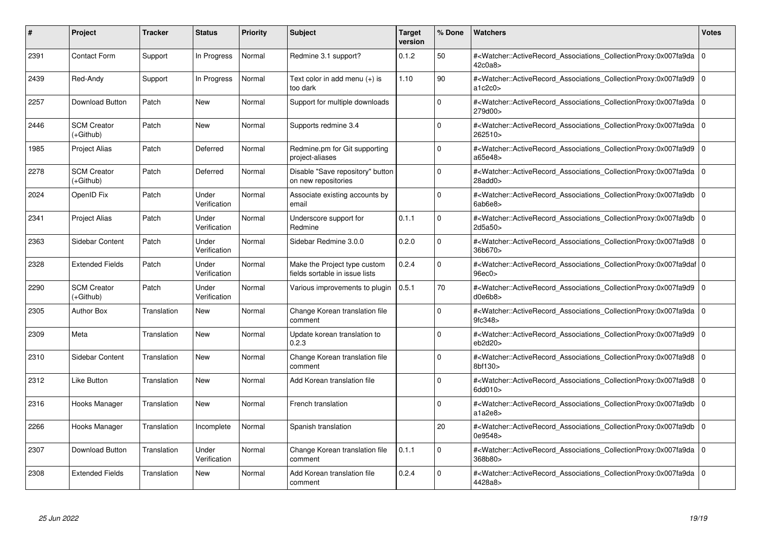| # | Project | Tracker | Status | Priority | Subject | Target version | % Done | Watchers | Votes |
|---|---|---|---|---|---|---|---|---|---|
| 2391 | Contact Form | Support | In Progress | Normal | Redmine 3.1 support? | 0.1.2 | 50 | #<Watcher::ActiveRecord_Associations_CollectionProxy:0x007fa9da42c0a8> | 0 |
| 2439 | Red-Andy | Support | In Progress | Normal | Text color in add menu (+) is too dark | 1.10 | 90 | #<Watcher::ActiveRecord_Associations_CollectionProxy:0x007fa9d9a1c2c0> | 0 |
| 2257 | Download Button | Patch | New | Normal | Support for multiple downloads | | 0 | #<Watcher::ActiveRecord_Associations_CollectionProxy:0x007fa9da279d00> | 0 |
| 2446 | SCM Creator (+Github) | Patch | New | Normal | Supports redmine 3.4 | | 0 | #<Watcher::ActiveRecord_Associations_CollectionProxy:0x007fa9da262510> | 0 |
| 1985 | Project Alias | Patch | Deferred | Normal | Redmine.pm for Git supporting project-aliases | | 0 | #<Watcher::ActiveRecord_Associations_CollectionProxy:0x007fa9d9a65e48> | 0 |
| 2278 | SCM Creator (+Github) | Patch | Deferred | Normal | Disable "Save repository" button on new repositories | | 0 | #<Watcher::ActiveRecord_Associations_CollectionProxy:0x007fa9da28add0> | 0 |
| 2024 | OpenID Fix | Patch | Under Verification | Normal | Associate existing accounts by email | | 0 | #<Watcher::ActiveRecord_Associations_CollectionProxy:0x007fa9db6ab6e8> | 0 |
| 2341 | Project Alias | Patch | Under Verification | Normal | Underscore support for Redmine | 0.1.1 | 0 | #<Watcher::ActiveRecord_Associations_CollectionProxy:0x007fa9db2d5a50> | 0 |
| 2363 | Sidebar Content | Patch | Under Verification | Normal | Sidebar Redmine 3.0.0 | 0.2.0 | 0 | #<Watcher::ActiveRecord_Associations_CollectionProxy:0x007fa9d836b670> | 0 |
| 2328 | Extended Fields | Patch | Under Verification | Normal | Make the Project type custom fields sortable in issue lists | 0.2.4 | 0 | #<Watcher::ActiveRecord_Associations_CollectionProxy:0x007fa9daf96ec0> | 0 |
| 2290 | SCM Creator (+Github) | Patch | Under Verification | Normal | Various improvements to plugin | 0.5.1 | 70 | #<Watcher::ActiveRecord_Associations_CollectionProxy:0x007fa9d9d0e6b8> | 0 |
| 2305 | Author Box | Translation | New | Normal | Change Korean translation file comment | | 0 | #<Watcher::ActiveRecord_Associations_CollectionProxy:0x007fa9da9fc348> | 0 |
| 2309 | Meta | Translation | New | Normal | Update korean translation to 0.2.3 | | 0 | #<Watcher::ActiveRecord_Associations_CollectionProxy:0x007fa9d9eb2d20> | 0 |
| 2310 | Sidebar Content | Translation | New | Normal | Change Korean translation file comment | | 0 | #<Watcher::ActiveRecord_Associations_CollectionProxy:0x007fa9d88bf130> | 0 |
| 2312 | Like Button | Translation | New | Normal | Add Korean translation file | | 0 | #<Watcher::ActiveRecord_Associations_CollectionProxy:0x007fa9d86dd010> | 0 |
| 2316 | Hooks Manager | Translation | New | Normal | French translation | | 0 | #<Watcher::ActiveRecord_Associations_CollectionProxy:0x007fa9dba1a2e8> | 0 |
| 2266 | Hooks Manager | Translation | Incomplete | Normal | Spanish translation | | 20 | #<Watcher::ActiveRecord_Associations_CollectionProxy:0x007fa9db0e9548> | 0 |
| 2307 | Download Button | Translation | Under Verification | Normal | Change Korean translation file comment | 0.1.1 | 0 | #<Watcher::ActiveRecord_Associations_CollectionProxy:0x007fa9da368b80> | 0 |
| 2308 | Extended Fields | Translation | New | Normal | Add Korean translation file comment | 0.2.4 | 0 | #<Watcher::ActiveRecord_Associations_CollectionProxy:0x007fa9da4428a8> | 0 |